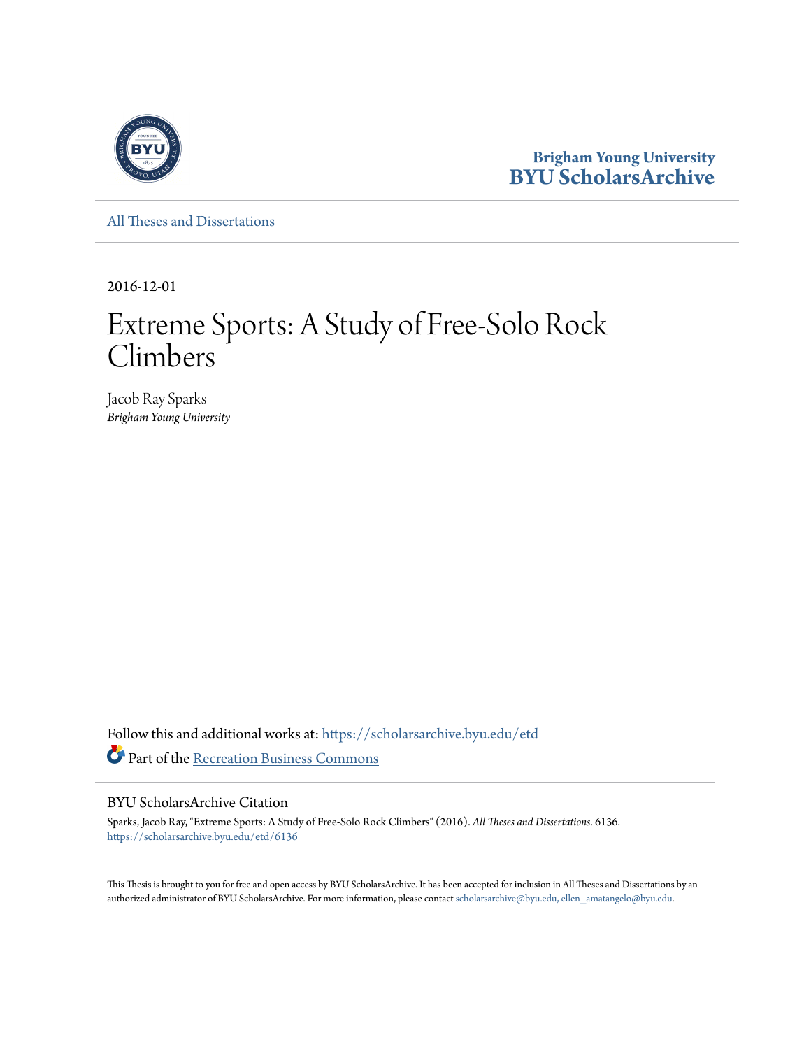Brigham Young University
BYU ScholarsArchive

All Theses and Dissertations

2016-12-01

# Extreme Sports: A Study of Free-Solo Rock Climbers

Jacob Ray Sparks
*Brigham Young University*

Follow this and additional works at: https://scholarsarchive.byu.edu/etd

Part of the Recreation Business Commons

## BYU ScholarsArchive Citation

Sparks, Jacob Ray, "Extreme Sports: A Study of Free-Solo Rock Climbers" (2016). *All Theses and Dissertations*. 6136.
https://scholarsarchive.byu.edu/etd/6136

This Thesis is brought to you for free and open access by BYU ScholarsArchive. It has been accepted for inclusion in All Theses and Dissertations by an authorized administrator of BYU ScholarsArchive. For more information, please contact scholarsarchive@byu.edu, ellen_amatangelo@byu.edu.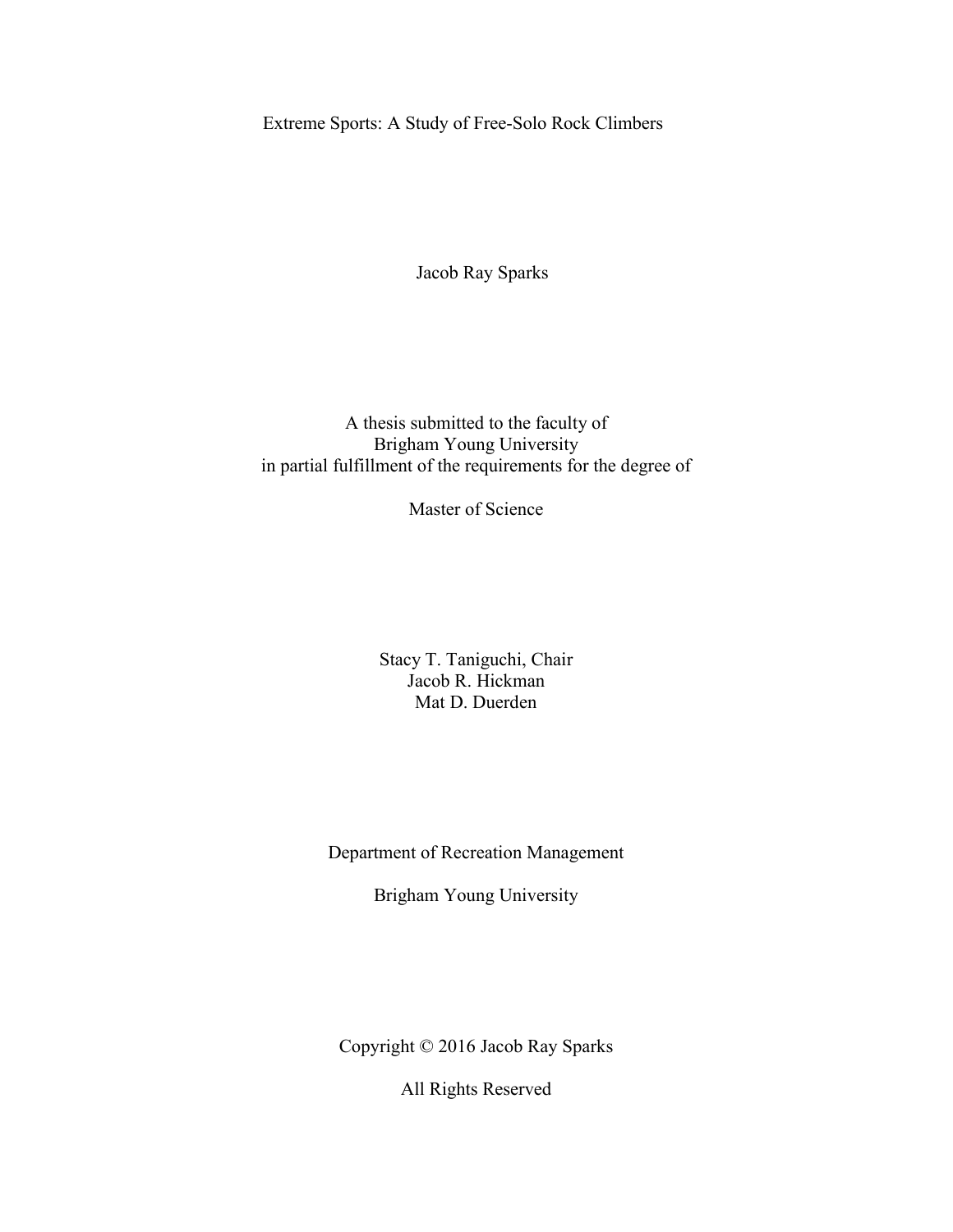# Extreme Sports: A Study of Free-Solo Rock Climbers

Jacob Ray Sparks

A thesis submitted to the faculty of
Brigham Young University
in partial fulfillment of the requirements for the degree of

Master of Science

Stacy T. Taniguchi, Chair
Jacob R. Hickman
Mat D. Duerden

Department of Recreation Management

Brigham Young University

Copyright © 2016 Jacob Ray Sparks

All Rights Reserved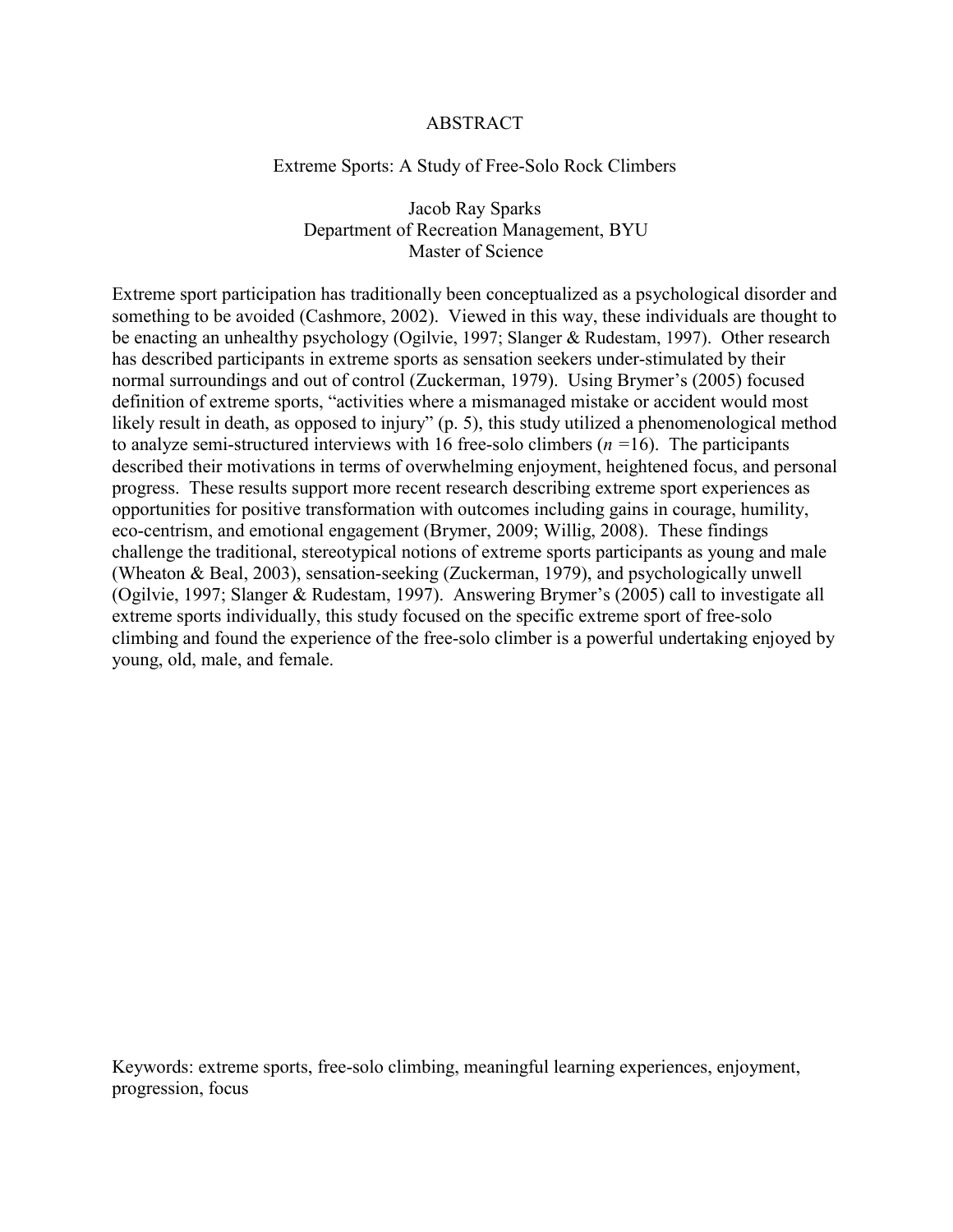# ABSTRACT

## Extreme Sports: A Study of Free-Solo Rock Climbers

Jacob Ray Sparks
Department of Recreation Management, BYU
Master of Science

Extreme sport participation has traditionally been conceptualized as a psychological disorder and something to be avoided (Cashmore, 2002). Viewed in this way, these individuals are thought to be enacting an unhealthy psychology (Ogilvie, 1997; Slanger & Rudestam, 1997). Other research has described participants in extreme sports as sensation seekers under-stimulated by their normal surroundings and out of control (Zuckerman, 1979). Using Brymer's (2005) focused definition of extreme sports, "activities where a mismanaged mistake or accident would most likely result in death, as opposed to injury" (p. 5), this study utilized a phenomenological method to analyze semi-structured interviews with 16 free-solo climbers ($n = 16$). The participants described their motivations in terms of overwhelming enjoyment, heightened focus, and personal progress. These results support more recent research describing extreme sport experiences as opportunities for positive transformation with outcomes including gains in courage, humility, eco-centrism, and emotional engagement (Brymer, 2009; Willig, 2008). These findings challenge the traditional, stereotypical notions of extreme sports participants as young and male (Wheaton & Beal, 2003), sensation-seeking (Zuckerman, 1979), and psychologically unwell (Ogilvie, 1997; Slanger & Rudestam, 1997). Answering Brymer's (2005) call to investigate all extreme sports individually, this study focused on the specific extreme sport of free-solo climbing and found the experience of the free-solo climber is a powerful undertaking enjoyed by young, old, male, and female.

Keywords: extreme sports, free-solo climbing, meaningful learning experiences, enjoyment, progression, focus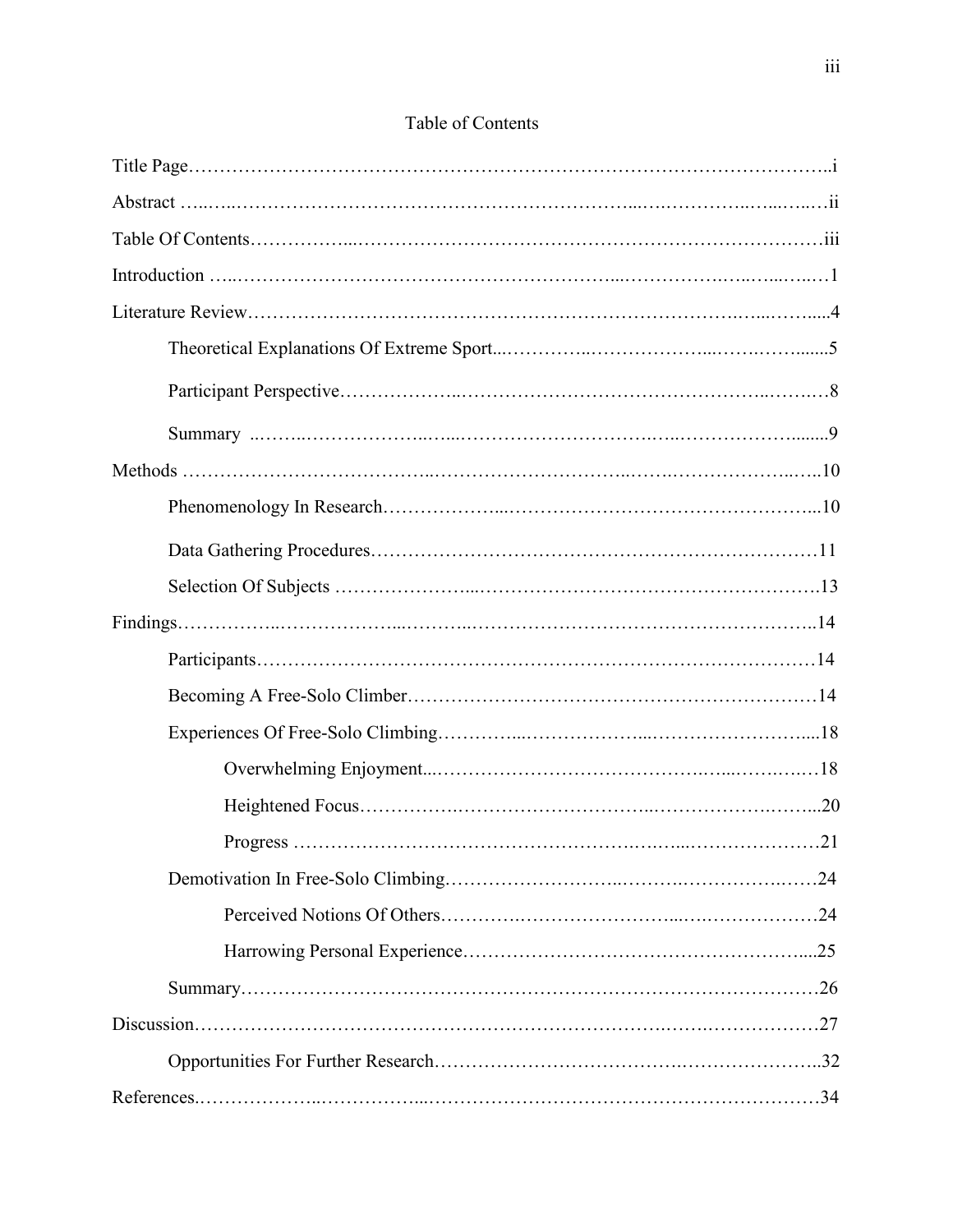# Table of Contents

Title Page……………………………………………………………………………………..i

Abstract …..…..………………………………………………………...…..…………..…...…..…ii

Table Of Contents……………...……………………………………………………………………iii

Introduction …..……………………………………………………...…………….…..…...…..…1

Literature Review……………………………………………………………………..…...……....4

- Theoretical Explanations Of Extreme Sport...…………..………………...…….……......5
- Participant Perspective………………..………………………………………….……..…8
- Summary ..……..…………………..…...…………………………….…..……………........9

Methods ………………………………..…………………………..……………………..…..10

- Phenomenology In Research………………...…………………………………………...10
- Data Gathering Procedures……………………………………………………………11
- Selection Of Subjects …………………...……………………………………………….13

Findings……………..………………...………..……………………………………………..14

- Participants……………………………………………………………………………14
- Becoming A Free-Solo Climber………………………………………………………14
- Experiences Of Free-Solo Climbing…………...………………...……………………....18
  - Overwhelming Enjoyment...………………………………….…...…….….…18
  - Heightened Focus…………….…………………………..……………….……...20
  - Progress ………………………………………….…..…...…….……………21
- Demotivation In Free-Solo Climbing……………………...……….…………….….24
  - Perceived Notions Of Others………….……………………...….………………24
  - Harrowing Personal Experience………………….………………………………....25
- Summary………………………………………………………………………………26

Discussion……………………………………………………………….…….………………27

- Opportunities For Further Research………………………………….…………………..32

References.………………..……………...………………………………………………………34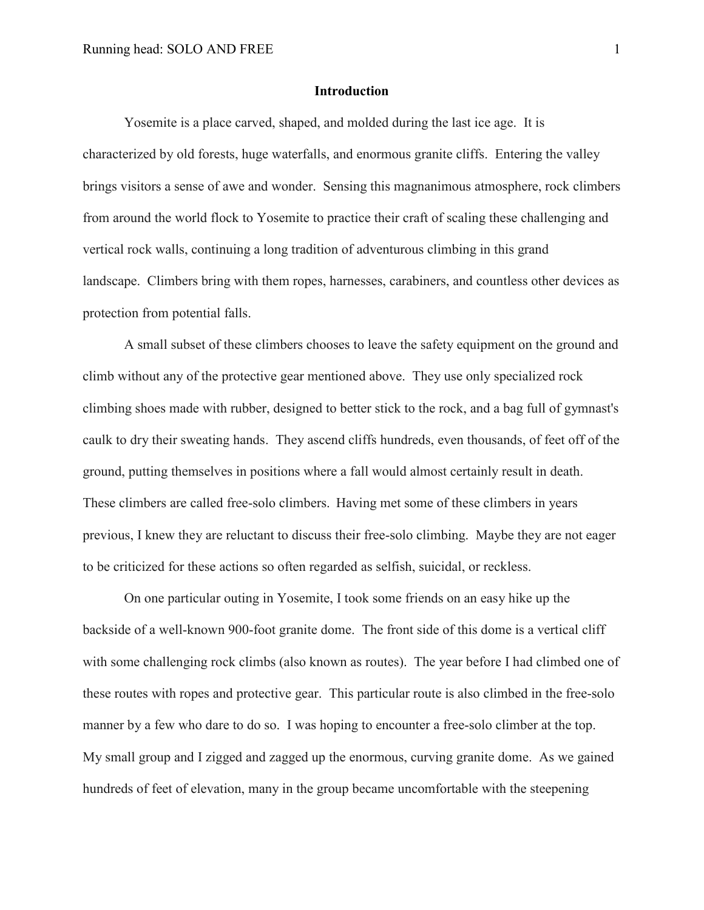## Introduction

Yosemite is a place carved, shaped, and molded during the last ice age. It is characterized by old forests, huge waterfalls, and enormous granite cliffs. Entering the valley brings visitors a sense of awe and wonder. Sensing this magnanimous atmosphere, rock climbers from around the world flock to Yosemite to practice their craft of scaling these challenging and vertical rock walls, continuing a long tradition of adventurous climbing in this grand landscape. Climbers bring with them ropes, harnesses, carabiners, and countless other devices as protection from potential falls.

A small subset of these climbers chooses to leave the safety equipment on the ground and climb without any of the protective gear mentioned above. They use only specialized rock climbing shoes made with rubber, designed to better stick to the rock, and a bag full of gymnast's caulk to dry their sweating hands. They ascend cliffs hundreds, even thousands, of feet off of the ground, putting themselves in positions where a fall would almost certainly result in death. These climbers are called free-solo climbers. Having met some of these climbers in years previous, I knew they are reluctant to discuss their free-solo climbing. Maybe they are not eager to be criticized for these actions so often regarded as selfish, suicidal, or reckless.

On one particular outing in Yosemite, I took some friends on an easy hike up the backside of a well-known 900-foot granite dome. The front side of this dome is a vertical cliff with some challenging rock climbs (also known as routes). The year before I had climbed one of these routes with ropes and protective gear. This particular route is also climbed in the free-solo manner by a few who dare to do so. I was hoping to encounter a free-solo climber at the top. My small group and I zigged and zagged up the enormous, curving granite dome. As we gained hundreds of feet of elevation, many in the group became uncomfortable with the steepening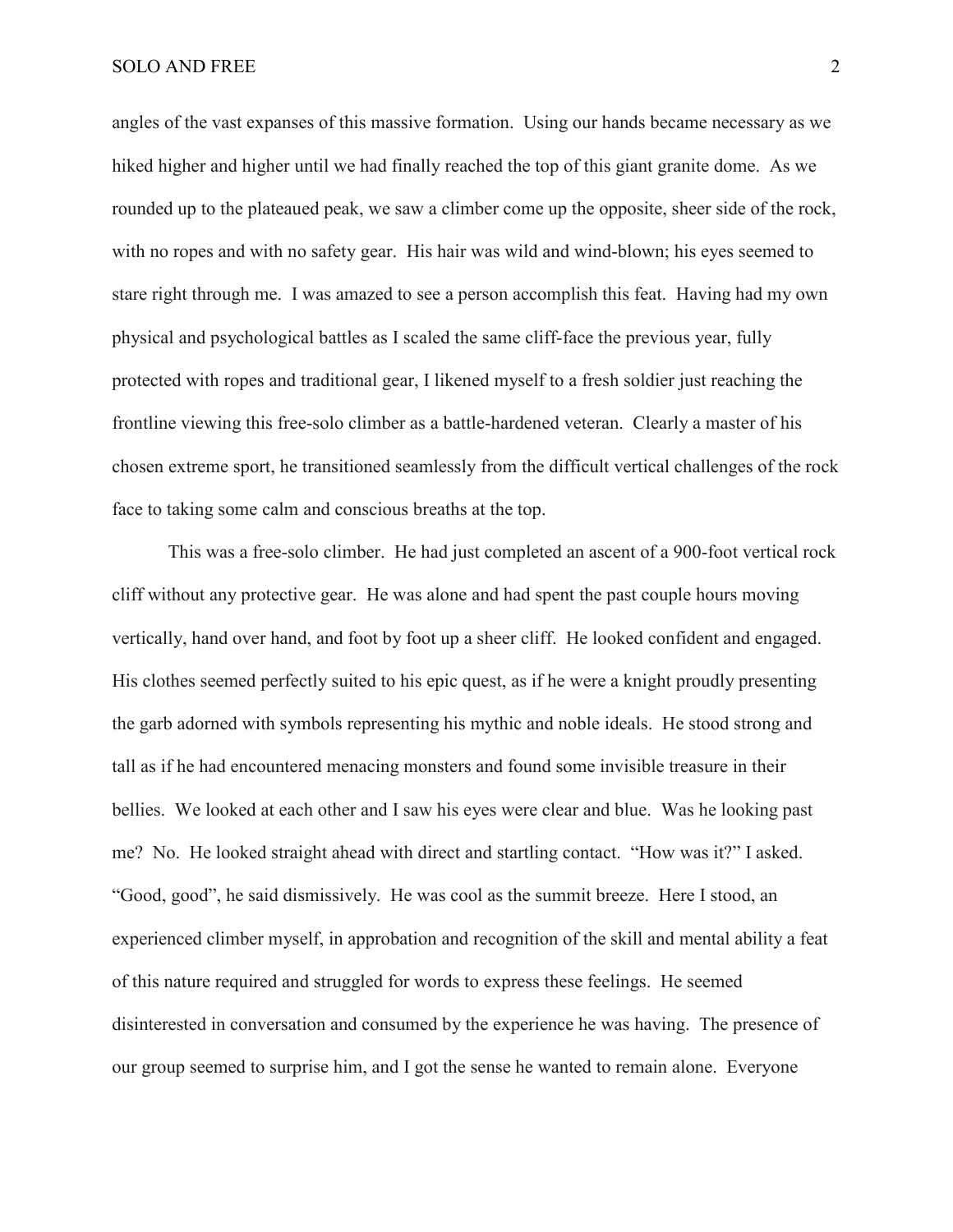angles of the vast expanses of this massive formation. Using our hands became necessary as we hiked higher and higher until we had finally reached the top of this giant granite dome. As we rounded up to the plateaued peak, we saw a climber come up the opposite, sheer side of the rock, with no ropes and with no safety gear. His hair was wild and wind-blown; his eyes seemed to stare right through me. I was amazed to see a person accomplish this feat. Having had my own physical and psychological battles as I scaled the same cliff-face the previous year, fully protected with ropes and traditional gear, I likened myself to a fresh soldier just reaching the frontline viewing this free-solo climber as a battle-hardened veteran. Clearly a master of his chosen extreme sport, he transitioned seamlessly from the difficult vertical challenges of the rock face to taking some calm and conscious breaths at the top.

This was a free-solo climber. He had just completed an ascent of a 900-foot vertical rock cliff without any protective gear. He was alone and had spent the past couple hours moving vertically, hand over hand, and foot by foot up a sheer cliff. He looked confident and engaged. His clothes seemed perfectly suited to his epic quest, as if he were a knight proudly presenting the garb adorned with symbols representing his mythic and noble ideals. He stood strong and tall as if he had encountered menacing monsters and found some invisible treasure in their bellies. We looked at each other and I saw his eyes were clear and blue. Was he looking past me? No. He looked straight ahead with direct and startling contact. "How was it?" I asked. "Good, good", he said dismissively. He was cool as the summit breeze. Here I stood, an experienced climber myself, in approbation and recognition of the skill and mental ability a feat of this nature required and struggled for words to express these feelings. He seemed disinterested in conversation and consumed by the experience he was having. The presence of our group seemed to surprise him, and I got the sense he wanted to remain alone. Everyone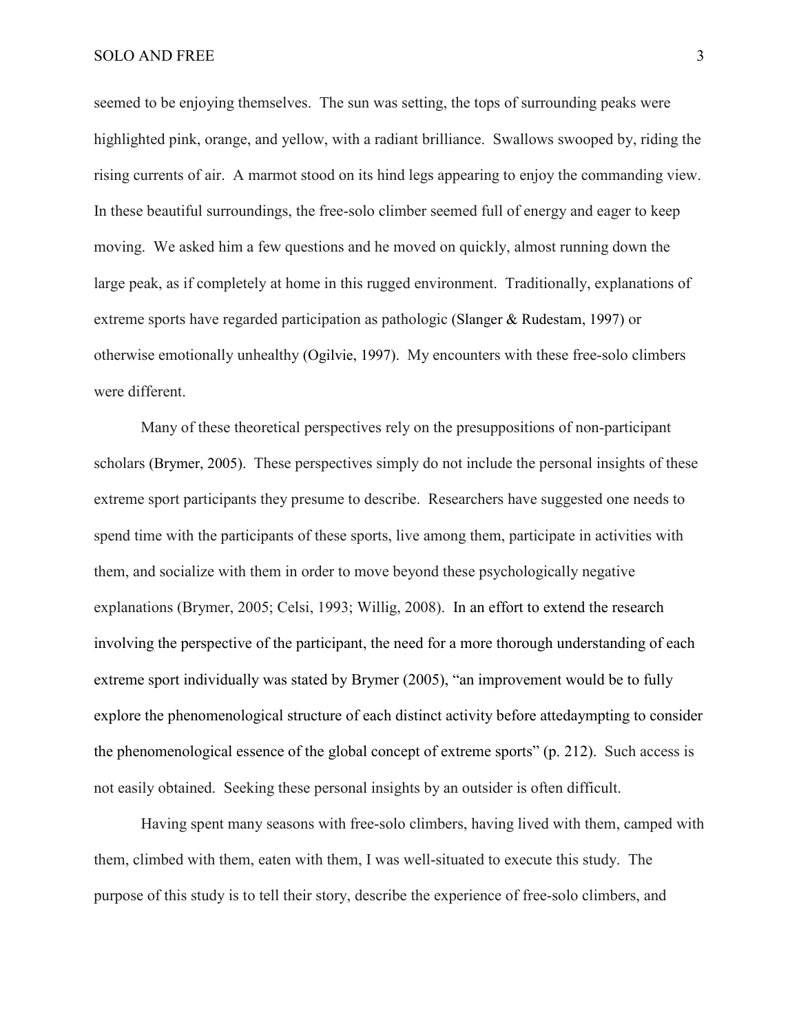seemed to be enjoying themselves. The sun was setting, the tops of surrounding peaks were highlighted pink, orange, and yellow, with a radiant brilliance. Swallows swooped by, riding the rising currents of air. A marmot stood on its hind legs appearing to enjoy the commanding view. In these beautiful surroundings, the free-solo climber seemed full of energy and eager to keep moving. We asked him a few questions and he moved on quickly, almost running down the large peak, as if completely at home in this rugged environment. Traditionally, explanations of extreme sports have regarded participation as pathologic (Slanger & Rudestam, 1997) or otherwise emotionally unhealthy (Ogilvie, 1997). My encounters with these free-solo climbers were different.

Many of these theoretical perspectives rely on the presuppositions of non-participant scholars (Brymer, 2005). These perspectives simply do not include the personal insights of these extreme sport participants they presume to describe. Researchers have suggested one needs to spend time with the participants of these sports, live among them, participate in activities with them, and socialize with them in order to move beyond these psychologically negative explanations (Brymer, 2005; Celsi, 1993; Willig, 2008). In an effort to extend the research involving the perspective of the participant, the need for a more thorough understanding of each extreme sport individually was stated by Brymer (2005), "an improvement would be to fully explore the phenomenological structure of each distinct activity before attedaympting to consider the phenomenological essence of the global concept of extreme sports" (p. 212). Such access is not easily obtained. Seeking these personal insights by an outsider is often difficult.

Having spent many seasons with free-solo climbers, having lived with them, camped with them, climbed with them, eaten with them, I was well-situated to execute this study. The purpose of this study is to tell their story, describe the experience of free-solo climbers, and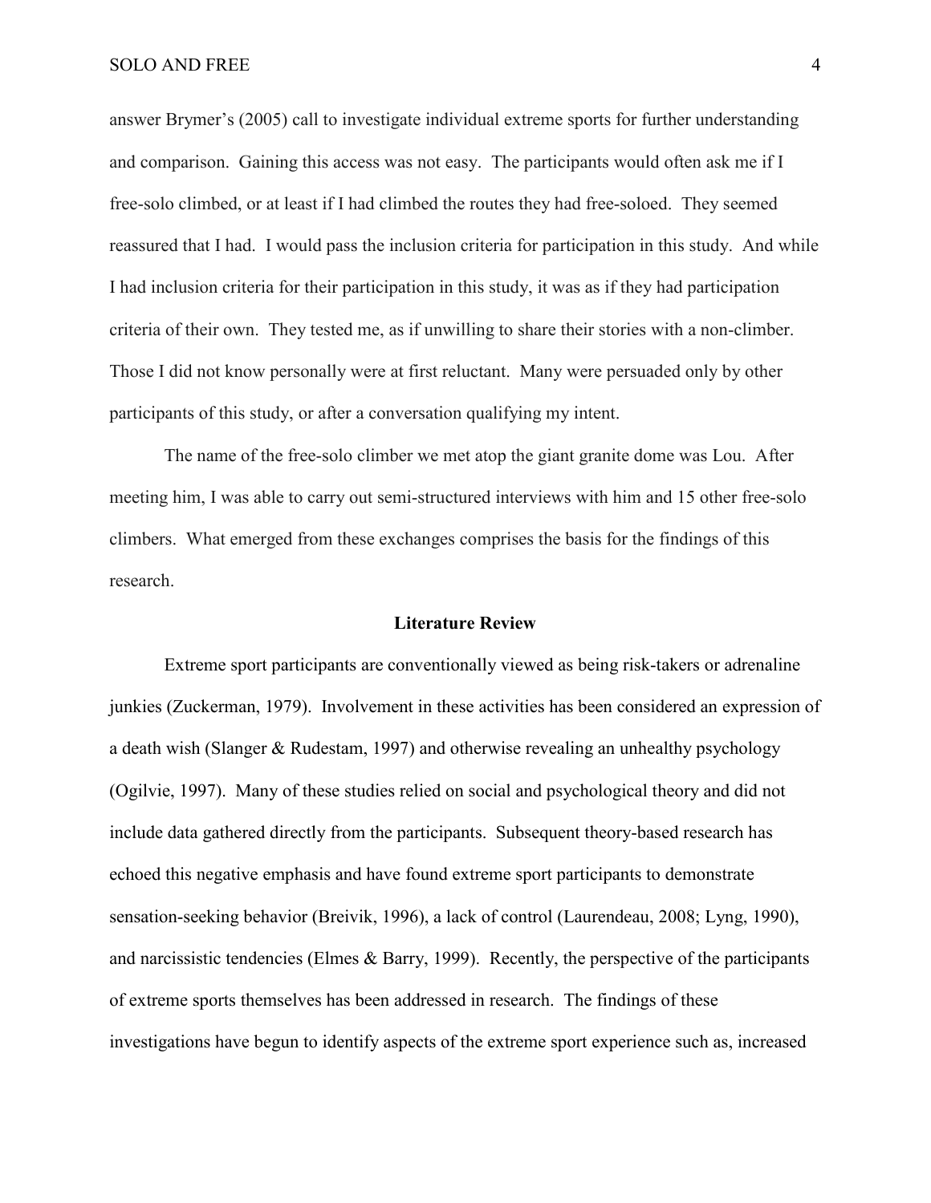answer Brymer's (2005) call to investigate individual extreme sports for further understanding and comparison. Gaining this access was not easy. The participants would often ask me if I free-solo climbed, or at least if I had climbed the routes they had free-soloed. They seemed reassured that I had. I would pass the inclusion criteria for participation in this study. And while I had inclusion criteria for their participation in this study, it was as if they had participation criteria of their own. They tested me, as if unwilling to share their stories with a non-climber. Those I did not know personally were at first reluctant. Many were persuaded only by other participants of this study, or after a conversation qualifying my intent.

The name of the free-solo climber we met atop the giant granite dome was Lou. After meeting him, I was able to carry out semi-structured interviews with him and 15 other free-solo climbers. What emerged from these exchanges comprises the basis for the findings of this research.

## Literature Review

Extreme sport participants are conventionally viewed as being risk-takers or adrenaline junkies (Zuckerman, 1979). Involvement in these activities has been considered an expression of a death wish (Slanger & Rudestam, 1997) and otherwise revealing an unhealthy psychology (Ogilvie, 1997). Many of these studies relied on social and psychological theory and did not include data gathered directly from the participants. Subsequent theory-based research has echoed this negative emphasis and have found extreme sport participants to demonstrate sensation-seeking behavior (Breivik, 1996), a lack of control (Laurendeau, 2008; Lyng, 1990), and narcissistic tendencies (Elmes & Barry, 1999). Recently, the perspective of the participants of extreme sports themselves has been addressed in research. The findings of these investigations have begun to identify aspects of the extreme sport experience such as, increased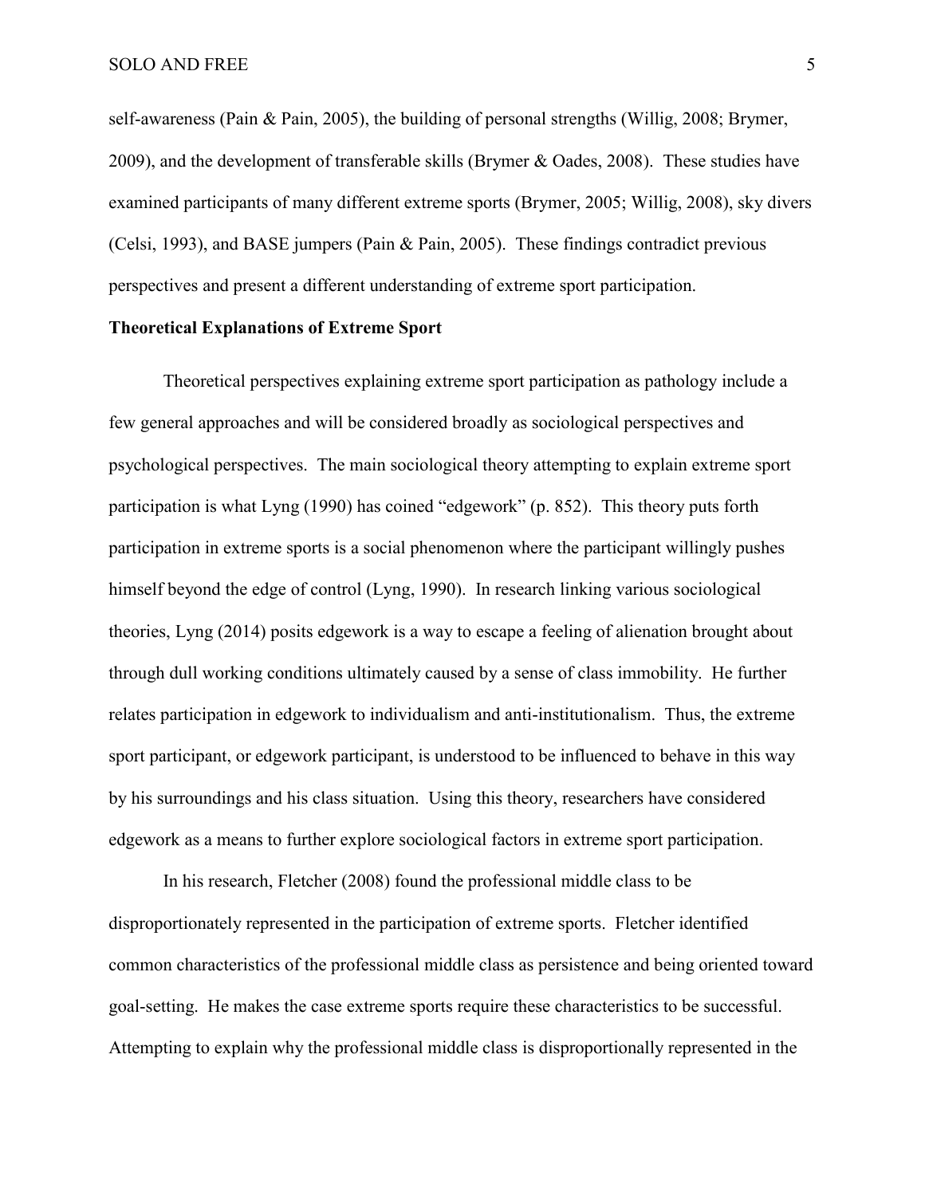self-awareness (Pain & Pain, 2005), the building of personal strengths (Willig, 2008; Brymer, 2009), and the development of transferable skills (Brymer & Oades, 2008). These studies have examined participants of many different extreme sports (Brymer, 2005; Willig, 2008), sky divers (Celsi, 1993), and BASE jumpers (Pain & Pain, 2005). These findings contradict previous perspectives and present a different understanding of extreme sport participation.

**Theoretical Explanations of Extreme Sport**

Theoretical perspectives explaining extreme sport participation as pathology include a few general approaches and will be considered broadly as sociological perspectives and psychological perspectives. The main sociological theory attempting to explain extreme sport participation is what Lyng (1990) has coined "edgework" (p. 852). This theory puts forth participation in extreme sports is a social phenomenon where the participant willingly pushes himself beyond the edge of control (Lyng, 1990). In research linking various sociological theories, Lyng (2014) posits edgework is a way to escape a feeling of alienation brought about through dull working conditions ultimately caused by a sense of class immobility. He further relates participation in edgework to individualism and anti-institutionalism. Thus, the extreme sport participant, or edgework participant, is understood to be influenced to behave in this way by his surroundings and his class situation. Using this theory, researchers have considered edgework as a means to further explore sociological factors in extreme sport participation.

In his research, Fletcher (2008) found the professional middle class to be disproportionately represented in the participation of extreme sports. Fletcher identified common characteristics of the professional middle class as persistence and being oriented toward goal-setting. He makes the case extreme sports require these characteristics to be successful. Attempting to explain why the professional middle class is disproportionally represented in the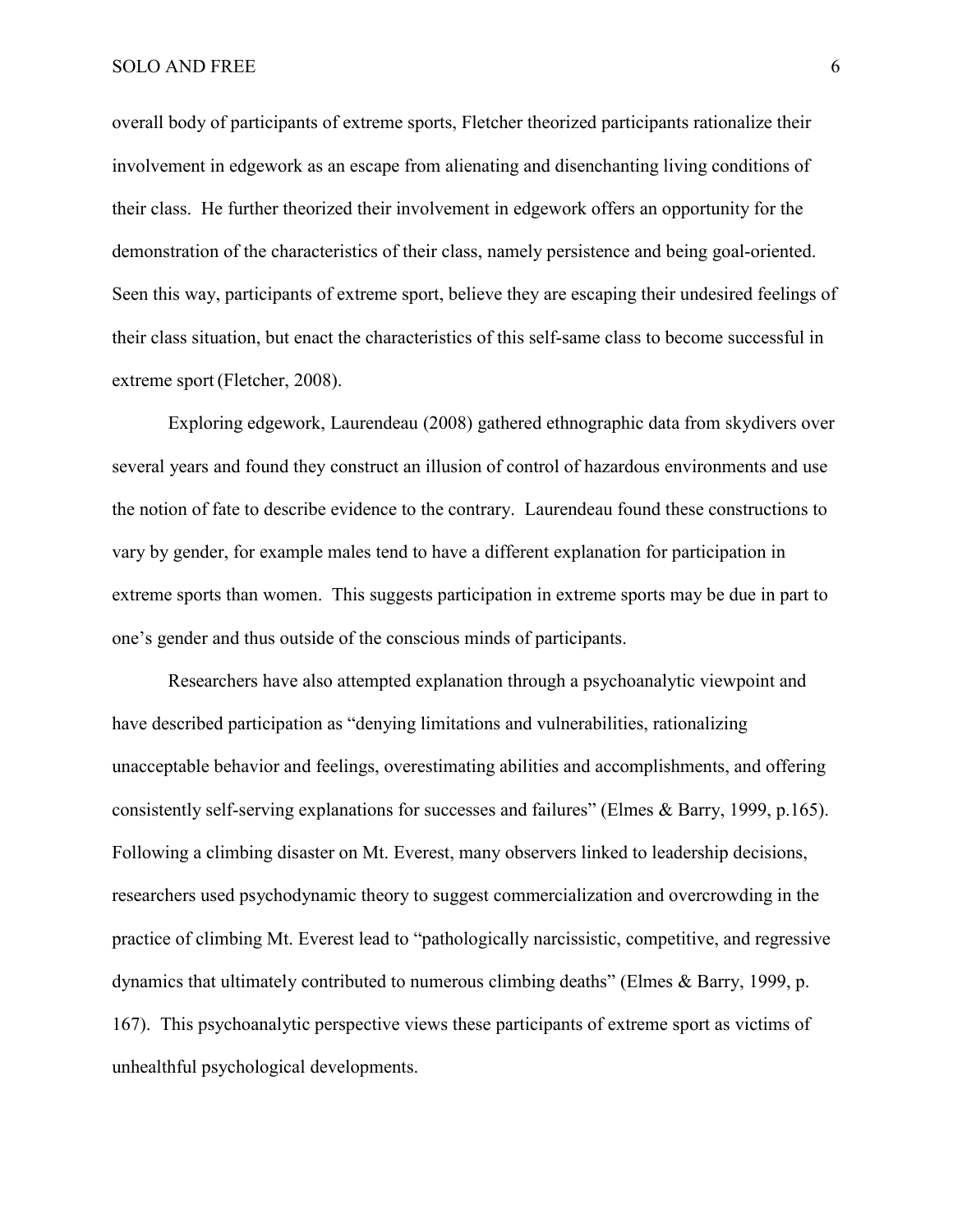overall body of participants of extreme sports, Fletcher theorized participants rationalize their involvement in edgework as an escape from alienating and disenchanting living conditions of their class. He further theorized their involvement in edgework offers an opportunity for the demonstration of the characteristics of their class, namely persistence and being goal-oriented. Seen this way, participants of extreme sport, believe they are escaping their undesired feelings of their class situation, but enact the characteristics of this self-same class to become successful in extreme sport (Fletcher, 2008).

Exploring edgework, Laurendeau (2008) gathered ethnographic data from skydivers over several years and found they construct an illusion of control of hazardous environments and use the notion of fate to describe evidence to the contrary. Laurendeau found these constructions to vary by gender, for example males tend to have a different explanation for participation in extreme sports than women. This suggests participation in extreme sports may be due in part to one's gender and thus outside of the conscious minds of participants.

Researchers have also attempted explanation through a psychoanalytic viewpoint and have described participation as "denying limitations and vulnerabilities, rationalizing unacceptable behavior and feelings, overestimating abilities and accomplishments, and offering consistently self-serving explanations for successes and failures" (Elmes & Barry, 1999, p.165). Following a climbing disaster on Mt. Everest, many observers linked to leadership decisions, researchers used psychodynamic theory to suggest commercialization and overcrowding in the practice of climbing Mt. Everest lead to "pathologically narcissistic, competitive, and regressive dynamics that ultimately contributed to numerous climbing deaths" (Elmes & Barry, 1999, p. 167). This psychoanalytic perspective views these participants of extreme sport as victims of unhealthful psychological developments.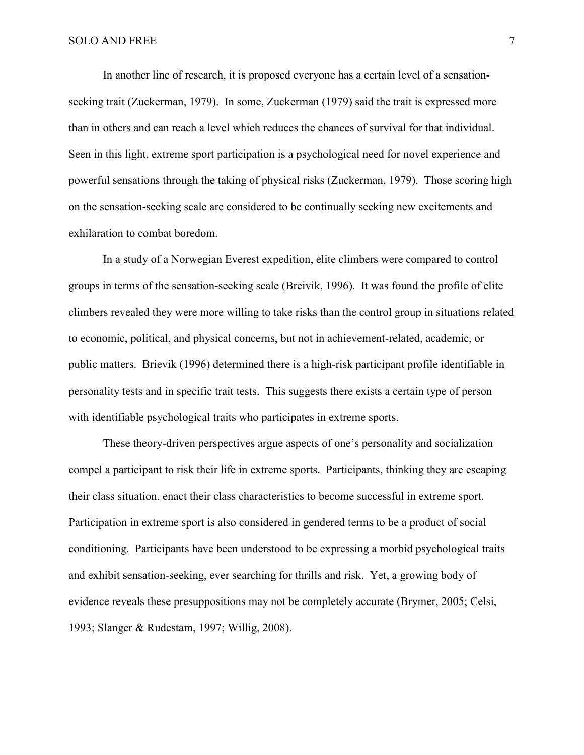In another line of research, it is proposed everyone has a certain level of a sensation-seeking trait (Zuckerman, 1979). In some, Zuckerman (1979) said the trait is expressed more than in others and can reach a level which reduces the chances of survival for that individual. Seen in this light, extreme sport participation is a psychological need for novel experience and powerful sensations through the taking of physical risks (Zuckerman, 1979). Those scoring high on the sensation-seeking scale are considered to be continually seeking new excitements and exhilaration to combat boredom.

In a study of a Norwegian Everest expedition, elite climbers were compared to control groups in terms of the sensation-seeking scale (Breivik, 1996). It was found the profile of elite climbers revealed they were more willing to take risks than the control group in situations related to economic, political, and physical concerns, but not in achievement-related, academic, or public matters. Brievik (1996) determined there is a high-risk participant profile identifiable in personality tests and in specific trait tests. This suggests there exists a certain type of person with identifiable psychological traits who participates in extreme sports.

These theory-driven perspectives argue aspects of one's personality and socialization compel a participant to risk their life in extreme sports. Participants, thinking they are escaping their class situation, enact their class characteristics to become successful in extreme sport. Participation in extreme sport is also considered in gendered terms to be a product of social conditioning. Participants have been understood to be expressing a morbid psychological traits and exhibit sensation-seeking, ever searching for thrills and risk. Yet, a growing body of evidence reveals these presuppositions may not be completely accurate (Brymer, 2005; Celsi, 1993; Slanger & Rudestam, 1997; Willig, 2008).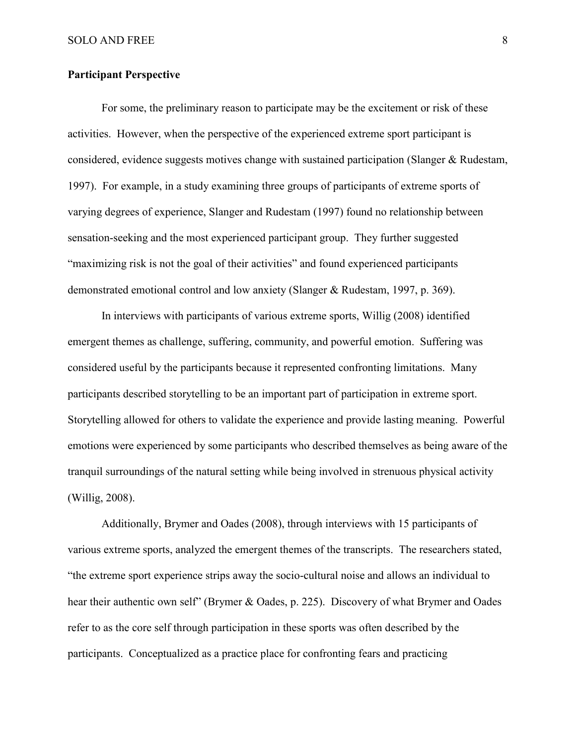**Participant Perspective**

For some, the preliminary reason to participate may be the excitement or risk of these activities. However, when the perspective of the experienced extreme sport participant is considered, evidence suggests motives change with sustained participation (Slanger & Rudestam, 1997). For example, in a study examining three groups of participants of extreme sports of varying degrees of experience, Slanger and Rudestam (1997) found no relationship between sensation-seeking and the most experienced participant group. They further suggested "maximizing risk is not the goal of their activities" and found experienced participants demonstrated emotional control and low anxiety (Slanger & Rudestam, 1997, p. 369).

In interviews with participants of various extreme sports, Willig (2008) identified emergent themes as challenge, suffering, community, and powerful emotion. Suffering was considered useful by the participants because it represented confronting limitations. Many participants described storytelling to be an important part of participation in extreme sport. Storytelling allowed for others to validate the experience and provide lasting meaning. Powerful emotions were experienced by some participants who described themselves as being aware of the tranquil surroundings of the natural setting while being involved in strenuous physical activity (Willig, 2008).

Additionally, Brymer and Oades (2008), through interviews with 15 participants of various extreme sports, analyzed the emergent themes of the transcripts. The researchers stated, "the extreme sport experience strips away the socio-cultural noise and allows an individual to hear their authentic own self" (Brymer & Oades, p. 225). Discovery of what Brymer and Oades refer to as the core self through participation in these sports was often described by the participants. Conceptualized as a practice place for confronting fears and practicing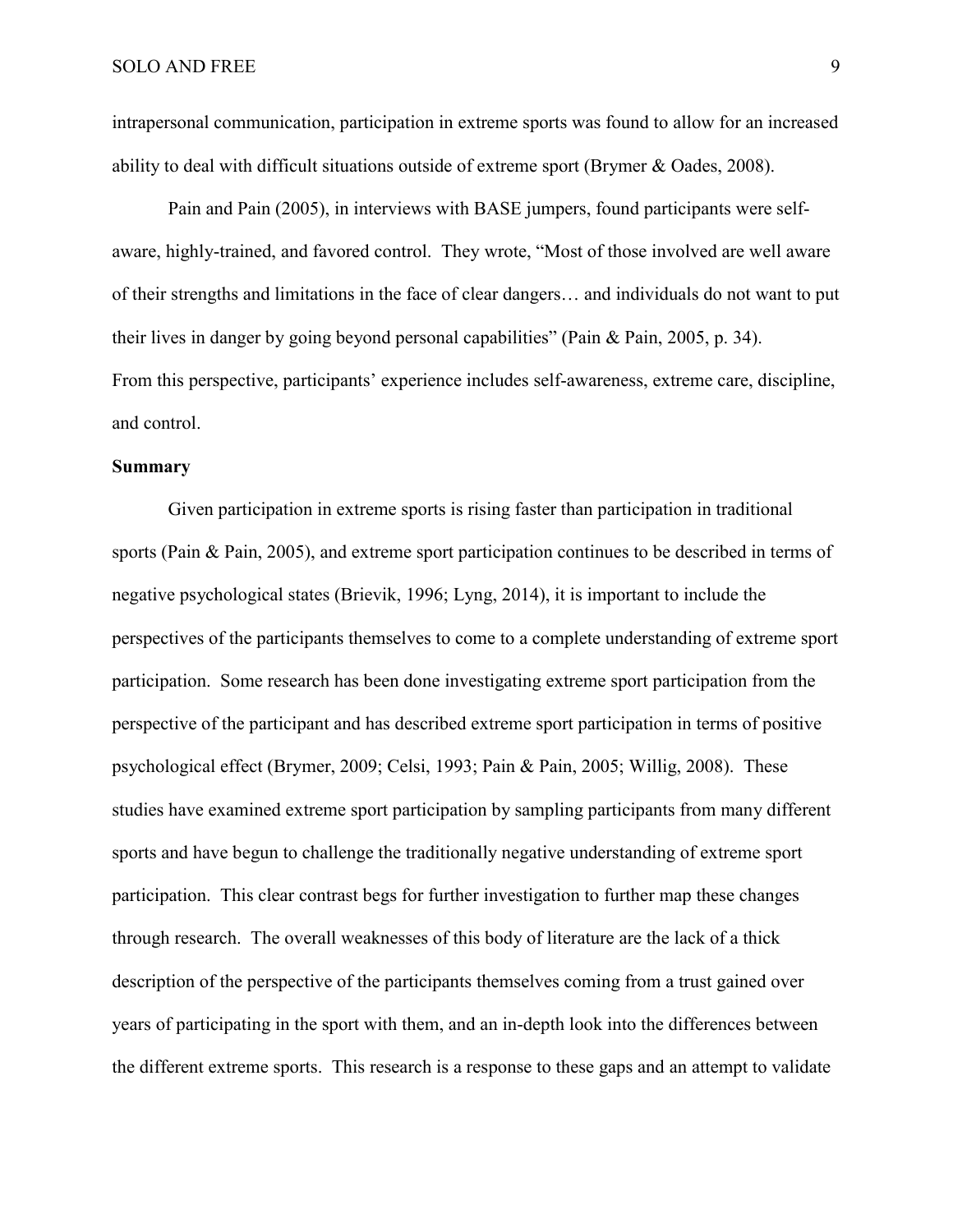intrapersonal communication, participation in extreme sports was found to allow for an increased ability to deal with difficult situations outside of extreme sport (Brymer & Oades, 2008).

Pain and Pain (2005), in interviews with BASE jumpers, found participants were self-aware, highly-trained, and favored control. They wrote, "Most of those involved are well aware of their strengths and limitations in the face of clear dangers… and individuals do not want to put their lives in danger by going beyond personal capabilities" (Pain & Pain, 2005, p. 34). From this perspective, participants' experience includes self-awareness, extreme care, discipline, and control.

**Summary**

Given participation in extreme sports is rising faster than participation in traditional sports (Pain & Pain, 2005), and extreme sport participation continues to be described in terms of negative psychological states (Brievik, 1996; Lyng, 2014), it is important to include the perspectives of the participants themselves to come to a complete understanding of extreme sport participation. Some research has been done investigating extreme sport participation from the perspective of the participant and has described extreme sport participation in terms of positive psychological effect (Brymer, 2009; Celsi, 1993; Pain & Pain, 2005; Willig, 2008). These studies have examined extreme sport participation by sampling participants from many different sports and have begun to challenge the traditionally negative understanding of extreme sport participation. This clear contrast begs for further investigation to further map these changes through research. The overall weaknesses of this body of literature are the lack of a thick description of the perspective of the participants themselves coming from a trust gained over years of participating in the sport with them, and an in-depth look into the differences between the different extreme sports. This research is a response to these gaps and an attempt to validate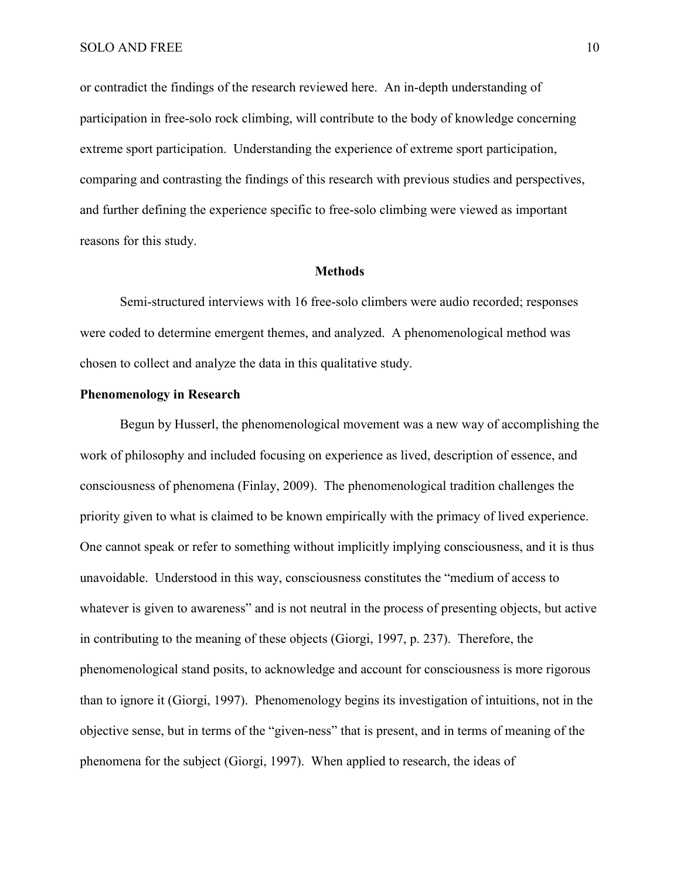or contradict the findings of the research reviewed here. An in-depth understanding of participation in free-solo rock climbing, will contribute to the body of knowledge concerning extreme sport participation. Understanding the experience of extreme sport participation, comparing and contrasting the findings of this research with previous studies and perspectives, and further defining the experience specific to free-solo climbing were viewed as important reasons for this study.

## Methods

Semi-structured interviews with 16 free-solo climbers were audio recorded; responses were coded to determine emergent themes, and analyzed. A phenomenological method was chosen to collect and analyze the data in this qualitative study.

### Phenomenology in Research

Begun by Husserl, the phenomenological movement was a new way of accomplishing the work of philosophy and included focusing on experience as lived, description of essence, and consciousness of phenomena (Finlay, 2009). The phenomenological tradition challenges the priority given to what is claimed to be known empirically with the primacy of lived experience. One cannot speak or refer to something without implicitly implying consciousness, and it is thus unavoidable. Understood in this way, consciousness constitutes the "medium of access to whatever is given to awareness" and is not neutral in the process of presenting objects, but active in contributing to the meaning of these objects (Giorgi, 1997, p. 237). Therefore, the phenomenological stand posits, to acknowledge and account for consciousness is more rigorous than to ignore it (Giorgi, 1997). Phenomenology begins its investigation of intuitions, not in the objective sense, but in terms of the "given-ness" that is present, and in terms of meaning of the phenomena for the subject (Giorgi, 1997). When applied to research, the ideas of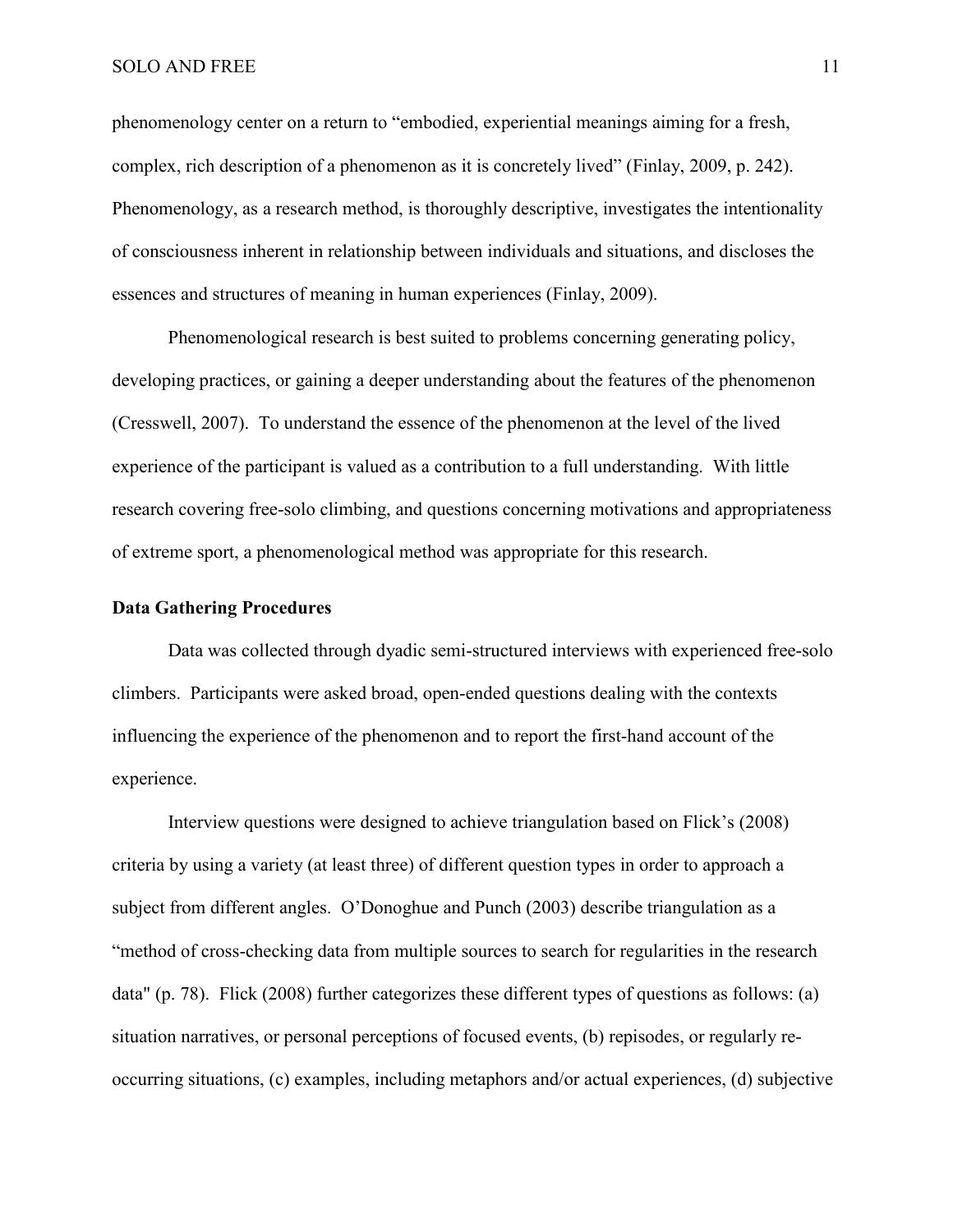phenomenology center on a return to "embodied, experiential meanings aiming for a fresh, complex, rich description of a phenomenon as it is concretely lived" (Finlay, 2009, p. 242). Phenomenology, as a research method, is thoroughly descriptive, investigates the intentionality of consciousness inherent in relationship between individuals and situations, and discloses the essences and structures of meaning in human experiences (Finlay, 2009).

Phenomenological research is best suited to problems concerning generating policy, developing practices, or gaining a deeper understanding about the features of the phenomenon (Cresswell, 2007). To understand the essence of the phenomenon at the level of the lived experience of the participant is valued as a contribution to a full understanding. With little research covering free-solo climbing, and questions concerning motivations and appropriateness of extreme sport, a phenomenological method was appropriate for this research.

**Data Gathering Procedures**

Data was collected through dyadic semi-structured interviews with experienced free-solo climbers. Participants were asked broad, open-ended questions dealing with the contexts influencing the experience of the phenomenon and to report the first-hand account of the experience.

Interview questions were designed to achieve triangulation based on Flick's (2008) criteria by using a variety (at least three) of different question types in order to approach a subject from different angles. O'Donoghue and Punch (2003) describe triangulation as a "method of cross-checking data from multiple sources to search for regularities in the research data" (p. 78). Flick (2008) further categorizes these different types of questions as follows: (a) situation narratives, or personal perceptions of focused events, (b) repisodes, or regularly re-occurring situations, (c) examples, including metaphors and/or actual experiences, (d) subjective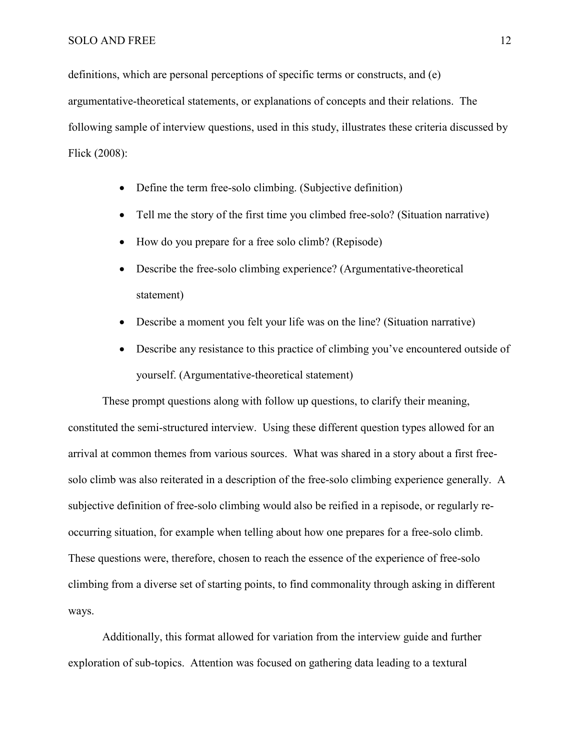definitions, which are personal perceptions of specific terms or constructs, and (e) argumentative-theoretical statements, or explanations of concepts and their relations. The following sample of interview questions, used in this study, illustrates these criteria discussed by Flick (2008):

- Define the term free-solo climbing. (Subjective definition)
- Tell me the story of the first time you climbed free-solo? (Situation narrative)
- How do you prepare for a free solo climb? (Repisode)
- Describe the free-solo climbing experience? (Argumentative-theoretical statement)
- Describe a moment you felt your life was on the line? (Situation narrative)
- Describe any resistance to this practice of climbing you've encountered outside of yourself. (Argumentative-theoretical statement)

These prompt questions along with follow up questions, to clarify their meaning, constituted the semi-structured interview. Using these different question types allowed for an arrival at common themes from various sources. What was shared in a story about a first free-solo climb was also reiterated in a description of the free-solo climbing experience generally. A subjective definition of free-solo climbing would also be reified in a repisode, or regularly re-occurring situation, for example when telling about how one prepares for a free-solo climb. These questions were, therefore, chosen to reach the essence of the experience of free-solo climbing from a diverse set of starting points, to find commonality through asking in different ways.

Additionally, this format allowed for variation from the interview guide and further exploration of sub-topics. Attention was focused on gathering data leading to a textural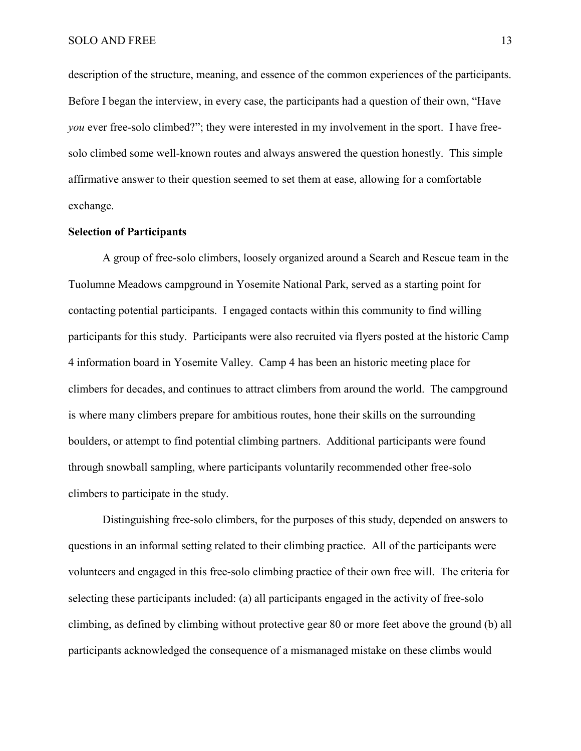description of the structure, meaning, and essence of the common experiences of the participants. Before I began the interview, in every case, the participants had a question of their own, "Have *you* ever free-solo climbed?"; they were interested in my involvement in the sport. I have free-solo climbed some well-known routes and always answered the question honestly. This simple affirmative answer to their question seemed to set them at ease, allowing for a comfortable exchange.

**Selection of Participants**

A group of free-solo climbers, loosely organized around a Search and Rescue team in the Tuolumne Meadows campground in Yosemite National Park, served as a starting point for contacting potential participants. I engaged contacts within this community to find willing participants for this study. Participants were also recruited via flyers posted at the historic Camp 4 information board in Yosemite Valley. Camp 4 has been an historic meeting place for climbers for decades, and continues to attract climbers from around the world. The campground is where many climbers prepare for ambitious routes, hone their skills on the surrounding boulders, or attempt to find potential climbing partners. Additional participants were found through snowball sampling, where participants voluntarily recommended other free-solo climbers to participate in the study.

Distinguishing free-solo climbers, for the purposes of this study, depended on answers to questions in an informal setting related to their climbing practice. All of the participants were volunteers and engaged in this free-solo climbing practice of their own free will. The criteria for selecting these participants included: (a) all participants engaged in the activity of free-solo climbing, as defined by climbing without protective gear 80 or more feet above the ground (b) all participants acknowledged the consequence of a mismanaged mistake on these climbs would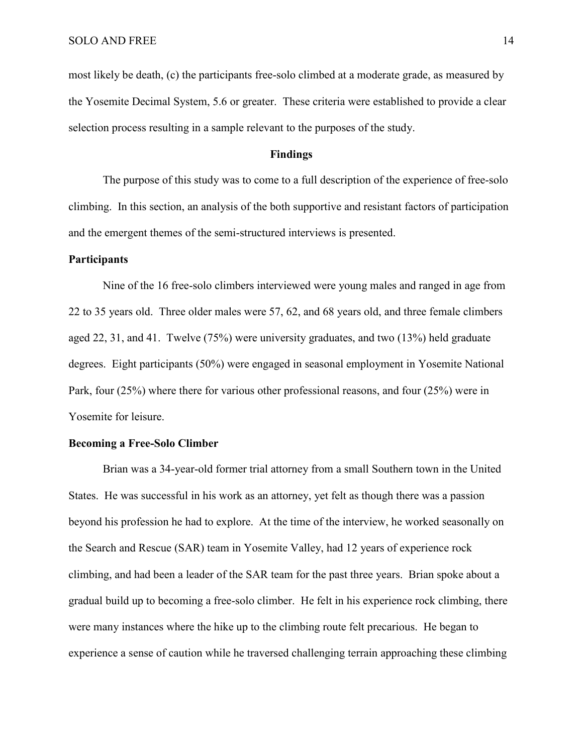most likely be death, (c) the participants free-solo climbed at a moderate grade, as measured by the Yosemite Decimal System, 5.6 or greater. These criteria were established to provide a clear selection process resulting in a sample relevant to the purposes of the study.

## Findings

The purpose of this study was to come to a full description of the experience of free-solo climbing. In this section, an analysis of the both supportive and resistant factors of participation and the emergent themes of the semi-structured interviews is presented.

### Participants

Nine of the 16 free-solo climbers interviewed were young males and ranged in age from 22 to 35 years old. Three older males were 57, 62, and 68 years old, and three female climbers aged 22, 31, and 41. Twelve (75%) were university graduates, and two (13%) held graduate degrees. Eight participants (50%) were engaged in seasonal employment in Yosemite National Park, four (25%) where there for various other professional reasons, and four (25%) were in Yosemite for leisure.

### Becoming a Free-Solo Climber

Brian was a 34-year-old former trial attorney from a small Southern town in the United States. He was successful in his work as an attorney, yet felt as though there was a passion beyond his profession he had to explore. At the time of the interview, he worked seasonally on the Search and Rescue (SAR) team in Yosemite Valley, had 12 years of experience rock climbing, and had been a leader of the SAR team for the past three years. Brian spoke about a gradual build up to becoming a free-solo climber. He felt in his experience rock climbing, there were many instances where the hike up to the climbing route felt precarious. He began to experience a sense of caution while he traversed challenging terrain approaching these climbing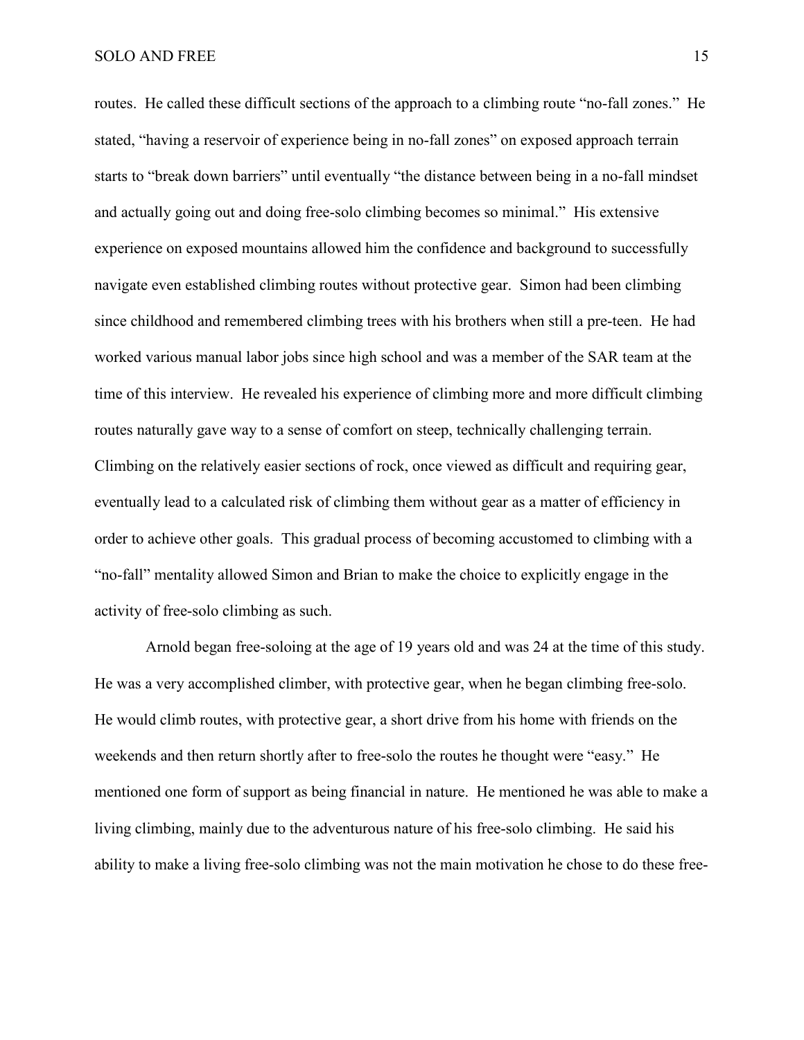routes. He called these difficult sections of the approach to a climbing route "no-fall zones." He stated, "having a reservoir of experience being in no-fall zones" on exposed approach terrain starts to "break down barriers" until eventually "the distance between being in a no-fall mindset and actually going out and doing free-solo climbing becomes so minimal." His extensive experience on exposed mountains allowed him the confidence and background to successfully navigate even established climbing routes without protective gear. Simon had been climbing since childhood and remembered climbing trees with his brothers when still a pre-teen. He had worked various manual labor jobs since high school and was a member of the SAR team at the time of this interview. He revealed his experience of climbing more and more difficult climbing routes naturally gave way to a sense of comfort on steep, technically challenging terrain. Climbing on the relatively easier sections of rock, once viewed as difficult and requiring gear, eventually lead to a calculated risk of climbing them without gear as a matter of efficiency in order to achieve other goals. This gradual process of becoming accustomed to climbing with a "no-fall" mentality allowed Simon and Brian to make the choice to explicitly engage in the activity of free-solo climbing as such.

Arnold began free-soloing at the age of 19 years old and was 24 at the time of this study. He was a very accomplished climber, with protective gear, when he began climbing free-solo. He would climb routes, with protective gear, a short drive from his home with friends on the weekends and then return shortly after to free-solo the routes he thought were "easy." He mentioned one form of support as being financial in nature. He mentioned he was able to make a living climbing, mainly due to the adventurous nature of his free-solo climbing. He said his ability to make a living free-solo climbing was not the main motivation he chose to do these free-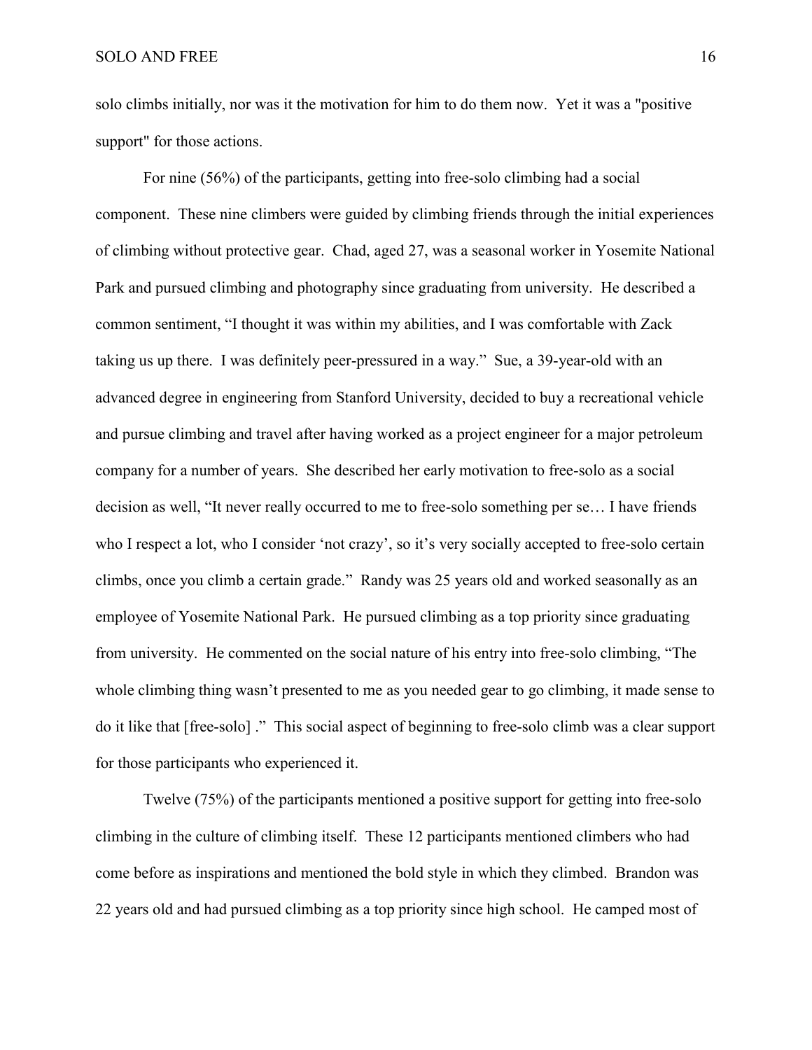solo climbs initially, nor was it the motivation for him to do them now. Yet it was a "positive support" for those actions.

For nine (56%) of the participants, getting into free-solo climbing had a social component. These nine climbers were guided by climbing friends through the initial experiences of climbing without protective gear. Chad, aged 27, was a seasonal worker in Yosemite National Park and pursued climbing and photography since graduating from university. He described a common sentiment, “I thought it was within my abilities, and I was comfortable with Zack taking us up there. I was definitely peer-pressured in a way.” Sue, a 39-year-old with an advanced degree in engineering from Stanford University, decided to buy a recreational vehicle and pursue climbing and travel after having worked as a project engineer for a major petroleum company for a number of years. She described her early motivation to free-solo as a social decision as well, “It never really occurred to me to free-solo something per se… I have friends who I respect a lot, who I consider ‘not crazy’, so it’s very socially accepted to free-solo certain climbs, once you climb a certain grade.” Randy was 25 years old and worked seasonally as an employee of Yosemite National Park. He pursued climbing as a top priority since graduating from university. He commented on the social nature of his entry into free-solo climbing, “The whole climbing thing wasn’t presented to me as you needed gear to go climbing, it made sense to do it like that [free-solo] .” This social aspect of beginning to free-solo climb was a clear support for those participants who experienced it.

Twelve (75%) of the participants mentioned a positive support for getting into free-solo climbing in the culture of climbing itself. These 12 participants mentioned climbers who had come before as inspirations and mentioned the bold style in which they climbed. Brandon was 22 years old and had pursued climbing as a top priority since high school. He camped most of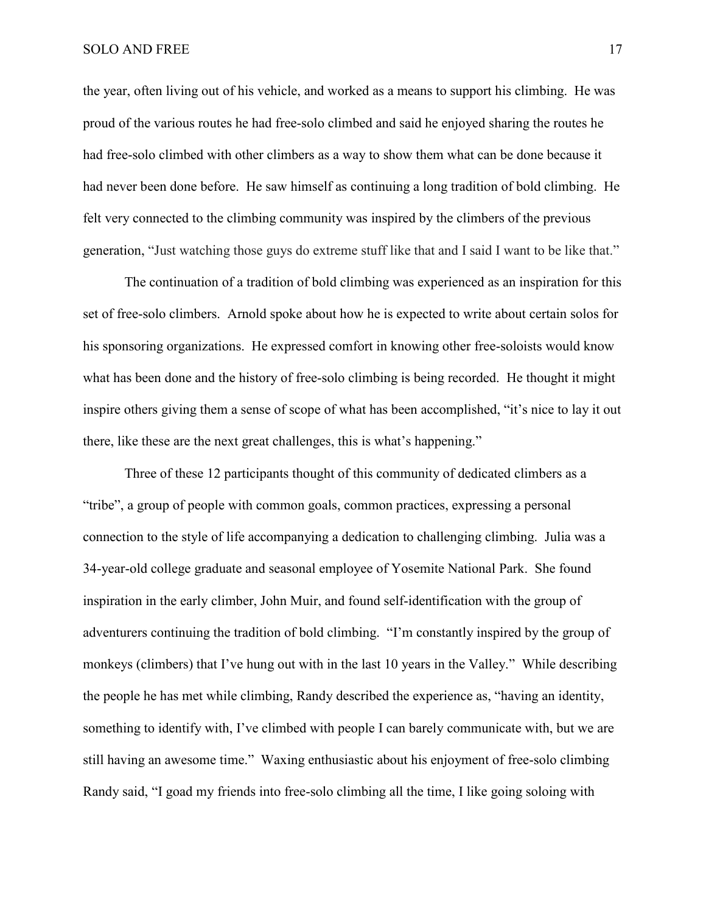the year, often living out of his vehicle, and worked as a means to support his climbing. He was proud of the various routes he had free-solo climbed and said he enjoyed sharing the routes he had free-solo climbed with other climbers as a way to show them what can be done because it had never been done before. He saw himself as continuing a long tradition of bold climbing. He felt very connected to the climbing community was inspired by the climbers of the previous generation, "Just watching those guys do extreme stuff like that and I said I want to be like that."

The continuation of a tradition of bold climbing was experienced as an inspiration for this set of free-solo climbers. Arnold spoke about how he is expected to write about certain solos for his sponsoring organizations. He expressed comfort in knowing other free-soloists would know what has been done and the history of free-solo climbing is being recorded. He thought it might inspire others giving them a sense of scope of what has been accomplished, "it's nice to lay it out there, like these are the next great challenges, this is what's happening."

Three of these 12 participants thought of this community of dedicated climbers as a "tribe", a group of people with common goals, common practices, expressing a personal connection to the style of life accompanying a dedication to challenging climbing. Julia was a 34-year-old college graduate and seasonal employee of Yosemite National Park. She found inspiration in the early climber, John Muir, and found self-identification with the group of adventurers continuing the tradition of bold climbing. "I'm constantly inspired by the group of monkeys (climbers) that I've hung out with in the last 10 years in the Valley." While describing the people he has met while climbing, Randy described the experience as, "having an identity, something to identify with, I've climbed with people I can barely communicate with, but we are still having an awesome time." Waxing enthusiastic about his enjoyment of free-solo climbing Randy said, "I goad my friends into free-solo climbing all the time, I like going soloing with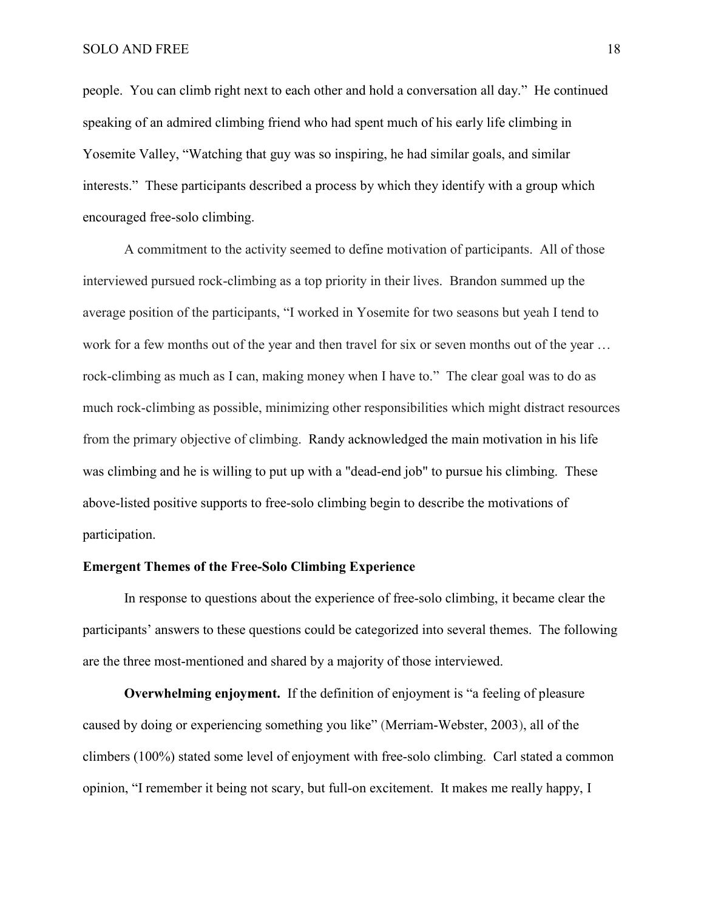people. You can climb right next to each other and hold a conversation all day." He continued speaking of an admired climbing friend who had spent much of his early life climbing in Yosemite Valley, "Watching that guy was so inspiring, he had similar goals, and similar interests." These participants described a process by which they identify with a group which encouraged free-solo climbing.

A commitment to the activity seemed to define motivation of participants. All of those interviewed pursued rock-climbing as a top priority in their lives. Brandon summed up the average position of the participants, "I worked in Yosemite for two seasons but yeah I tend to work for a few months out of the year and then travel for six or seven months out of the year … rock-climbing as much as I can, making money when I have to." The clear goal was to do as much rock-climbing as possible, minimizing other responsibilities which might distract resources from the primary objective of climbing. Randy acknowledged the main motivation in his life was climbing and he is willing to put up with a "dead-end job" to pursue his climbing. These above-listed positive supports to free-solo climbing begin to describe the motivations of participation.

## Emergent Themes of the Free-Solo Climbing Experience

In response to questions about the experience of free-solo climbing, it became clear the participants' answers to these questions could be categorized into several themes. The following are the three most-mentioned and shared by a majority of those interviewed.

**Overwhelming enjoyment.** If the definition of enjoyment is "a feeling of pleasure caused by doing or experiencing something you like" (Merriam-Webster, 2003), all of the climbers (100%) stated some level of enjoyment with free-solo climbing. Carl stated a common opinion, "I remember it being not scary, but full-on excitement. It makes me really happy, I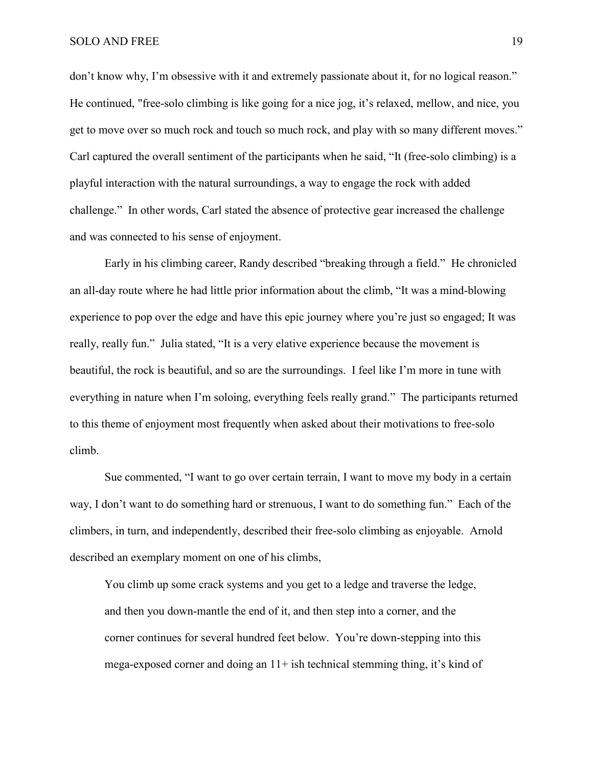don't know why, I'm obsessive with it and extremely passionate about it, for no logical reason." He continued, "free-solo climbing is like going for a nice jog, it's relaxed, mellow, and nice, you get to move over so much rock and touch so much rock, and play with so many different moves." Carl captured the overall sentiment of the participants when he said, "It (free-solo climbing) is a playful interaction with the natural surroundings, a way to engage the rock with added challenge." In other words, Carl stated the absence of protective gear increased the challenge and was connected to his sense of enjoyment.

Early in his climbing career, Randy described "breaking through a field." He chronicled an all-day route where he had little prior information about the climb, "It was a mind-blowing experience to pop over the edge and have this epic journey where you're just so engaged; It was really, really fun." Julia stated, "It is a very elative experience because the movement is beautiful, the rock is beautiful, and so are the surroundings. I feel like I'm more in tune with everything in nature when I'm soloing, everything feels really grand." The participants returned to this theme of enjoyment most frequently when asked about their motivations to free-solo climb.

Sue commented, "I want to go over certain terrain, I want to move my body in a certain way, I don't want to do something hard or strenuous, I want to do something fun." Each of the climbers, in turn, and independently, described their free-solo climbing as enjoyable. Arnold described an exemplary moment on one of his climbs,

> You climb up some crack systems and you get to a ledge and traverse the ledge, and then you down-mantle the end of it, and then step into a corner, and the corner continues for several hundred feet below. You're down-stepping into this mega-exposed corner and doing an 11+ ish technical stemming thing, it's kind of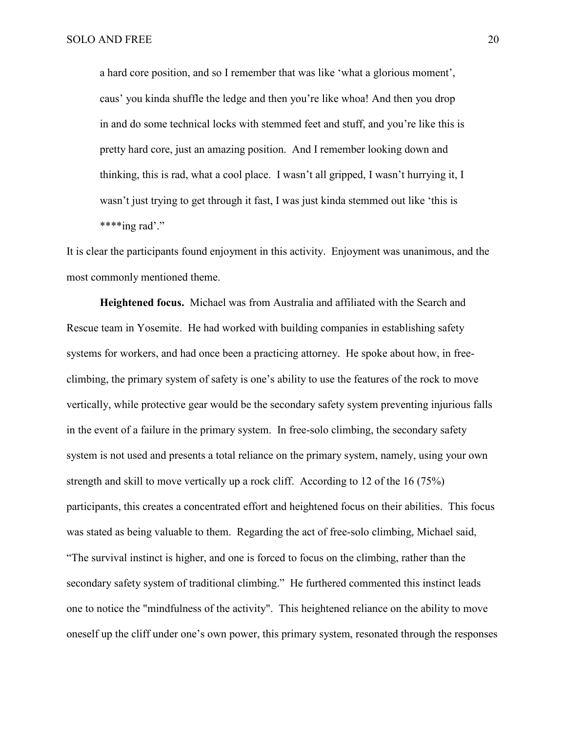> a hard core position, and so I remember that was like 'what a glorious moment', caus' you kinda shuffle the ledge and then you're like whoa! And then you drop in and do some technical locks with stemmed feet and stuff, and you're like this is pretty hard core, just an amazing position. And I remember looking down and thinking, this is rad, what a cool place. I wasn't all gripped, I wasn't hurrying it, I wasn't just trying to get through it fast, I was just kinda stemmed out like 'this is ****ing rad'."

It is clear the participants found enjoyment in this activity. Enjoyment was unanimous, and the most commonly mentioned theme.

**Heightened focus.** Michael was from Australia and affiliated with the Search and Rescue team in Yosemite. He had worked with building companies in establishing safety systems for workers, and had once been a practicing attorney. He spoke about how, in free-climbing, the primary system of safety is one's ability to use the features of the rock to move vertically, while protective gear would be the secondary safety system preventing injurious falls in the event of a failure in the primary system. In free-solo climbing, the secondary safety system is not used and presents a total reliance on the primary system, namely, using your own strength and skill to move vertically up a rock cliff. According to 12 of the 16 (75%) participants, this creates a concentrated effort and heightened focus on their abilities. This focus was stated as being valuable to them. Regarding the act of free-solo climbing, Michael said, "The survival instinct is higher, and one is forced to focus on the climbing, rather than the secondary safety system of traditional climbing." He furthered commented this instinct leads one to notice the "mindfulness of the activity". This heightened reliance on the ability to move oneself up the cliff under one's own power, this primary system, resonated through the responses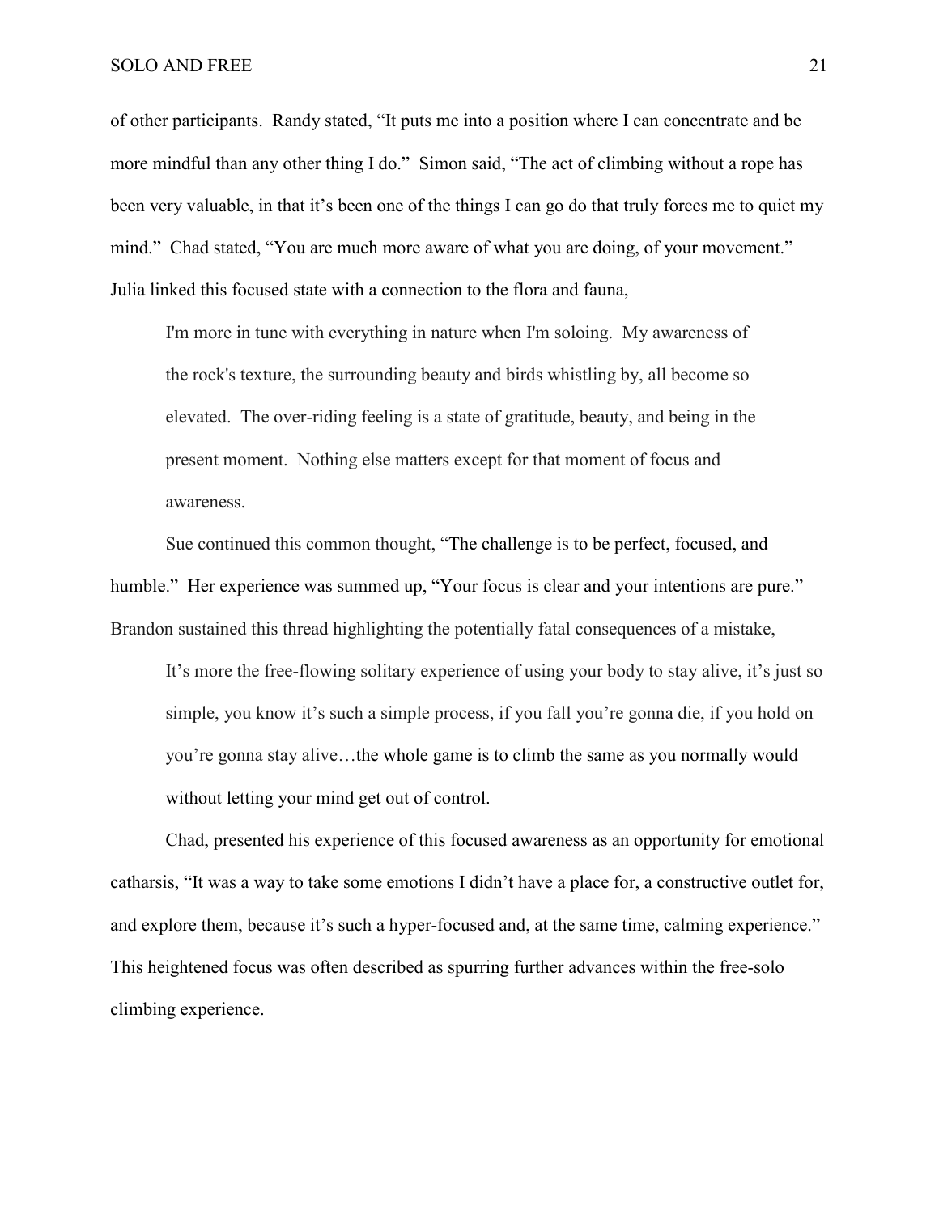of other participants. Randy stated, "It puts me into a position where I can concentrate and be more mindful than any other thing I do." Simon said, "The act of climbing without a rope has been very valuable, in that it's been one of the things I can go do that truly forces me to quiet my mind." Chad stated, "You are much more aware of what you are doing, of your movement." Julia linked this focused state with a connection to the flora and fauna,

> I'm more in tune with everything in nature when I'm soloing. My awareness of the rock's texture, the surrounding beauty and birds whistling by, all become so elevated. The over-riding feeling is a state of gratitude, beauty, and being in the present moment. Nothing else matters except for that moment of focus and awareness.

Sue continued this common thought, "The challenge is to be perfect, focused, and humble." Her experience was summed up, "Your focus is clear and your intentions are pure." Brandon sustained this thread highlighting the potentially fatal consequences of a mistake,

> It's more the free-flowing solitary experience of using your body to stay alive, it's just so simple, you know it's such a simple process, if you fall you're gonna die, if you hold on you're gonna stay alive…the whole game is to climb the same as you normally would without letting your mind get out of control.

Chad, presented his experience of this focused awareness as an opportunity for emotional catharsis, "It was a way to take some emotions I didn't have a place for, a constructive outlet for, and explore them, because it's such a hyper-focused and, at the same time, calming experience." This heightened focus was often described as spurring further advances within the free-solo climbing experience.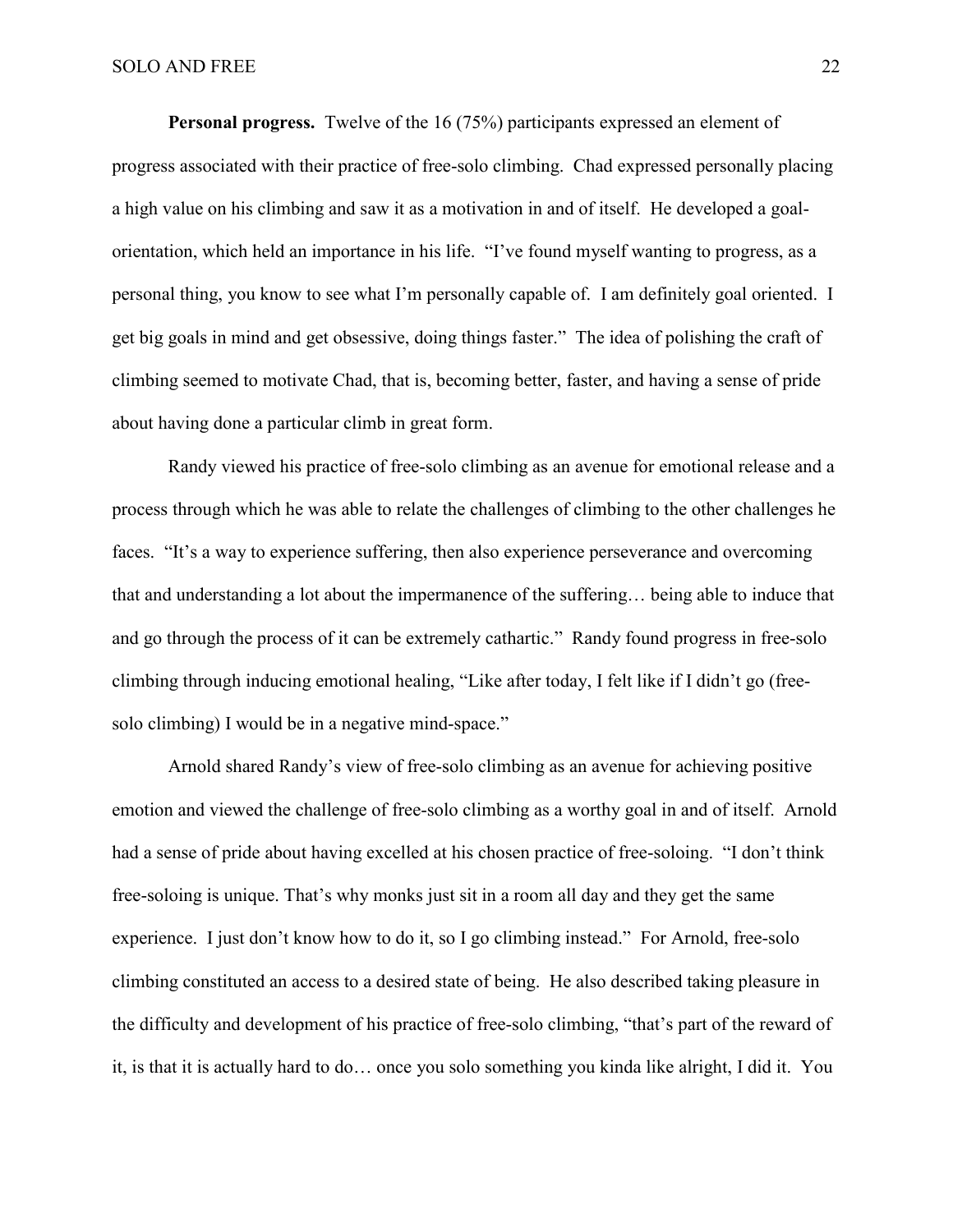**Personal progress.** Twelve of the 16 (75%) participants expressed an element of progress associated with their practice of free-solo climbing. Chad expressed personally placing a high value on his climbing and saw it as a motivation in and of itself. He developed a goal-orientation, which held an importance in his life. "I've found myself wanting to progress, as a personal thing, you know to see what I'm personally capable of. I am definitely goal oriented. I get big goals in mind and get obsessive, doing things faster." The idea of polishing the craft of climbing seemed to motivate Chad, that is, becoming better, faster, and having a sense of pride about having done a particular climb in great form.

Randy viewed his practice of free-solo climbing as an avenue for emotional release and a process through which he was able to relate the challenges of climbing to the other challenges he faces. "It's a way to experience suffering, then also experience perseverance and overcoming that and understanding a lot about the impermanence of the suffering… being able to induce that and go through the process of it can be extremely cathartic." Randy found progress in free-solo climbing through inducing emotional healing, "Like after today, I felt like if I didn't go (free-solo climbing) I would be in a negative mind-space."

Arnold shared Randy's view of free-solo climbing as an avenue for achieving positive emotion and viewed the challenge of free-solo climbing as a worthy goal in and of itself. Arnold had a sense of pride about having excelled at his chosen practice of free-soloing. "I don't think free-soloing is unique. That's why monks just sit in a room all day and they get the same experience. I just don't know how to do it, so I go climbing instead." For Arnold, free-solo climbing constituted an access to a desired state of being. He also described taking pleasure in the difficulty and development of his practice of free-solo climbing, "that's part of the reward of it, is that it is actually hard to do… once you solo something you kinda like alright, I did it. You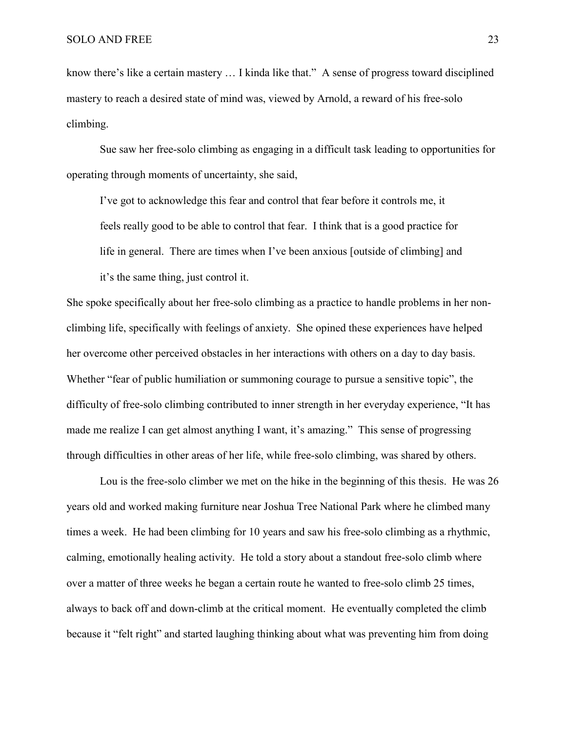know there's like a certain mastery … I kinda like that." A sense of progress toward disciplined mastery to reach a desired state of mind was, viewed by Arnold, a reward of his free-solo climbing.

Sue saw her free-solo climbing as engaging in a difficult task leading to opportunities for operating through moments of uncertainty, she said,

> I've got to acknowledge this fear and control that fear before it controls me, it feels really good to be able to control that fear. I think that is a good practice for life in general. There are times when I've been anxious [outside of climbing] and it's the same thing, just control it.

She spoke specifically about her free-solo climbing as a practice to handle problems in her non-climbing life, specifically with feelings of anxiety. She opined these experiences have helped her overcome other perceived obstacles in her interactions with others on a day to day basis. Whether "fear of public humiliation or summoning courage to pursue a sensitive topic", the difficulty of free-solo climbing contributed to inner strength in her everyday experience, "It has made me realize I can get almost anything I want, it's amazing." This sense of progressing through difficulties in other areas of her life, while free-solo climbing, was shared by others.

Lou is the free-solo climber we met on the hike in the beginning of this thesis. He was 26 years old and worked making furniture near Joshua Tree National Park where he climbed many times a week. He had been climbing for 10 years and saw his free-solo climbing as a rhythmic, calming, emotionally healing activity. He told a story about a standout free-solo climb where over a matter of three weeks he began a certain route he wanted to free-solo climb 25 times, always to back off and down-climb at the critical moment. He eventually completed the climb because it "felt right" and started laughing thinking about what was preventing him from doing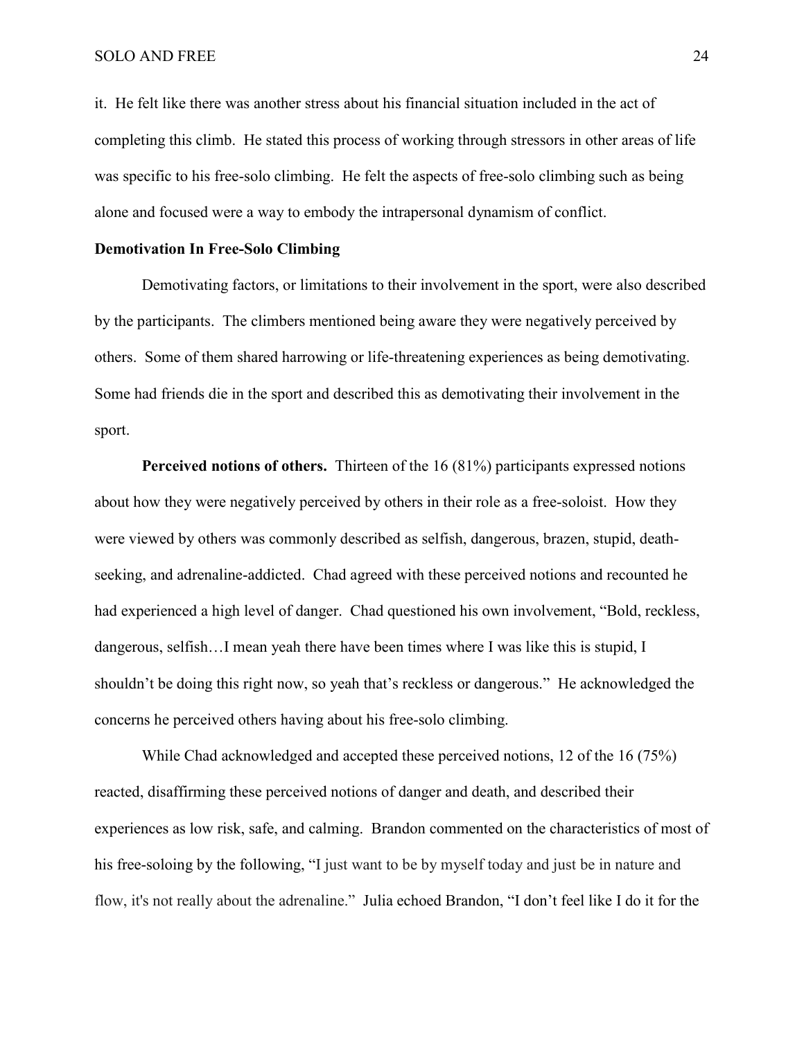it. He felt like there was another stress about his financial situation included in the act of completing this climb. He stated this process of working through stressors in other areas of life was specific to his free-solo climbing. He felt the aspects of free-solo climbing such as being alone and focused were a way to embody the intrapersonal dynamism of conflict.

**Demotivation In Free-Solo Climbing**

Demotivating factors, or limitations to their involvement in the sport, were also described by the participants. The climbers mentioned being aware they were negatively perceived by others. Some of them shared harrowing or life-threatening experiences as being demotivating. Some had friends die in the sport and described this as demotivating their involvement in the sport.

**Perceived notions of others.** Thirteen of the 16 (81%) participants expressed notions about how they were negatively perceived by others in their role as a free-soloist. How they were viewed by others was commonly described as selfish, dangerous, brazen, stupid, death-seeking, and adrenaline-addicted. Chad agreed with these perceived notions and recounted he had experienced a high level of danger. Chad questioned his own involvement, "Bold, reckless, dangerous, selfish…I mean yeah there have been times where I was like this is stupid, I shouldn't be doing this right now, so yeah that's reckless or dangerous." He acknowledged the concerns he perceived others having about his free-solo climbing.

While Chad acknowledged and accepted these perceived notions, 12 of the 16 (75%) reacted, disaffirming these perceived notions of danger and death, and described their experiences as low risk, safe, and calming. Brandon commented on the characteristics of most of his free-soloing by the following, "I just want to be by myself today and just be in nature and flow, it's not really about the adrenaline." Julia echoed Brandon, "I don't feel like I do it for the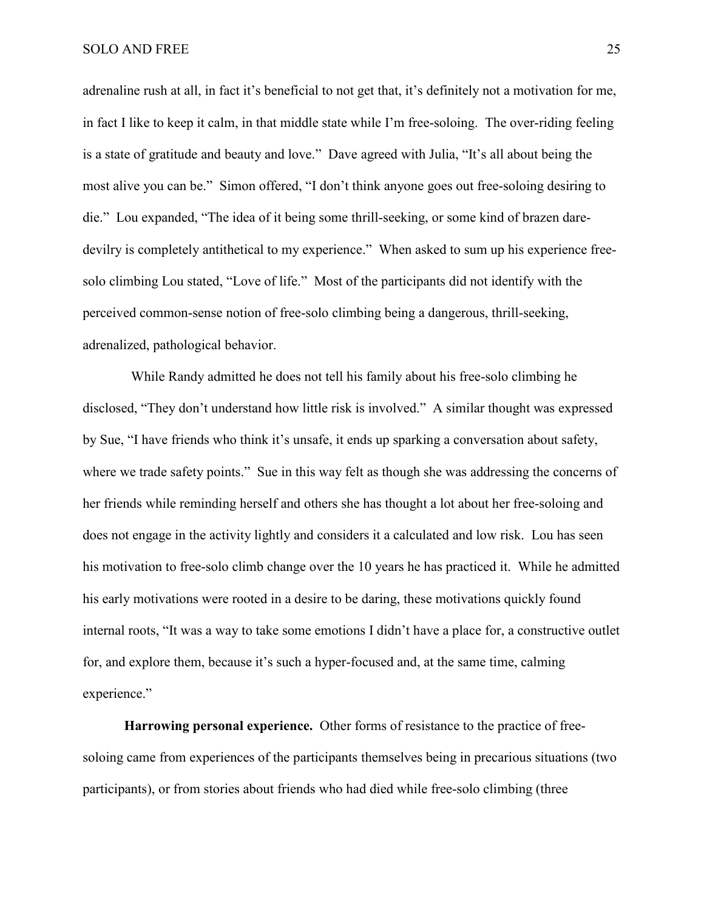adrenaline rush at all, in fact it's beneficial to not get that, it's definitely not a motivation for me, in fact I like to keep it calm, in that middle state while I'm free-soloing. The over-riding feeling is a state of gratitude and beauty and love." Dave agreed with Julia, "It's all about being the most alive you can be." Simon offered, "I don't think anyone goes out free-soloing desiring to die." Lou expanded, "The idea of it being some thrill-seeking, or some kind of brazen dare-devilry is completely antithetical to my experience." When asked to sum up his experience free-solo climbing Lou stated, "Love of life." Most of the participants did not identify with the perceived common-sense notion of free-solo climbing being a dangerous, thrill-seeking, adrenalized, pathological behavior.

While Randy admitted he does not tell his family about his free-solo climbing he disclosed, "They don't understand how little risk is involved." A similar thought was expressed by Sue, "I have friends who think it's unsafe, it ends up sparking a conversation about safety, where we trade safety points." Sue in this way felt as though she was addressing the concerns of her friends while reminding herself and others she has thought a lot about her free-soloing and does not engage in the activity lightly and considers it a calculated and low risk. Lou has seen his motivation to free-solo climb change over the 10 years he has practiced it. While he admitted his early motivations were rooted in a desire to be daring, these motivations quickly found internal roots, "It was a way to take some emotions I didn't have a place for, a constructive outlet for, and explore them, because it's such a hyper-focused and, at the same time, calming experience."

**Harrowing personal experience.** Other forms of resistance to the practice of free-soloing came from experiences of the participants themselves being in precarious situations (two participants), or from stories about friends who had died while free-solo climbing (three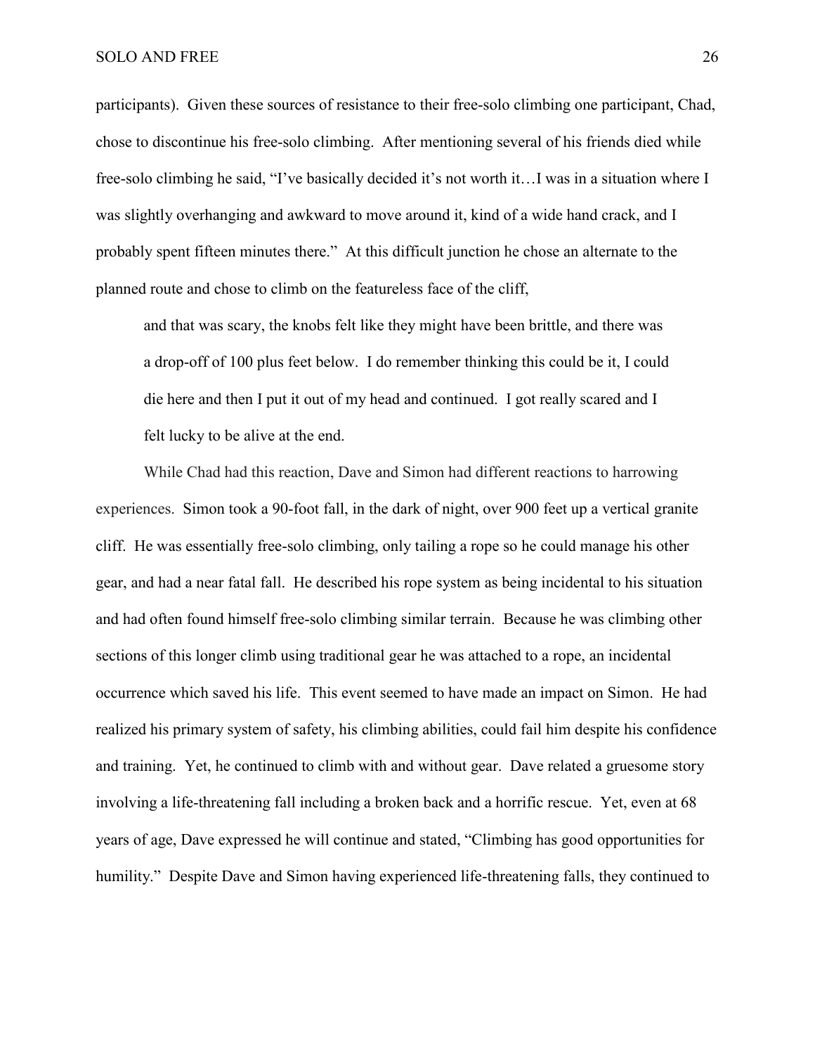participants). Given these sources of resistance to their free-solo climbing one participant, Chad, chose to discontinue his free-solo climbing. After mentioning several of his friends died while free-solo climbing he said, "I've basically decided it's not worth it…I was in a situation where I was slightly overhanging and awkward to move around it, kind of a wide hand crack, and I probably spent fifteen minutes there." At this difficult junction he chose an alternate to the planned route and chose to climb on the featureless face of the cliff,

> and that was scary, the knobs felt like they might have been brittle, and there was a drop-off of 100 plus feet below. I do remember thinking this could be it, I could die here and then I put it out of my head and continued. I got really scared and I felt lucky to be alive at the end.

While Chad had this reaction, Dave and Simon had different reactions to harrowing experiences. Simon took a 90-foot fall, in the dark of night, over 900 feet up a vertical granite cliff. He was essentially free-solo climbing, only tailing a rope so he could manage his other gear, and had a near fatal fall. He described his rope system as being incidental to his situation and had often found himself free-solo climbing similar terrain. Because he was climbing other sections of this longer climb using traditional gear he was attached to a rope, an incidental occurrence which saved his life. This event seemed to have made an impact on Simon. He had realized his primary system of safety, his climbing abilities, could fail him despite his confidence and training. Yet, he continued to climb with and without gear. Dave related a gruesome story involving a life-threatening fall including a broken back and a horrific rescue. Yet, even at 68 years of age, Dave expressed he will continue and stated, "Climbing has good opportunities for humility." Despite Dave and Simon having experienced life-threatening falls, they continued to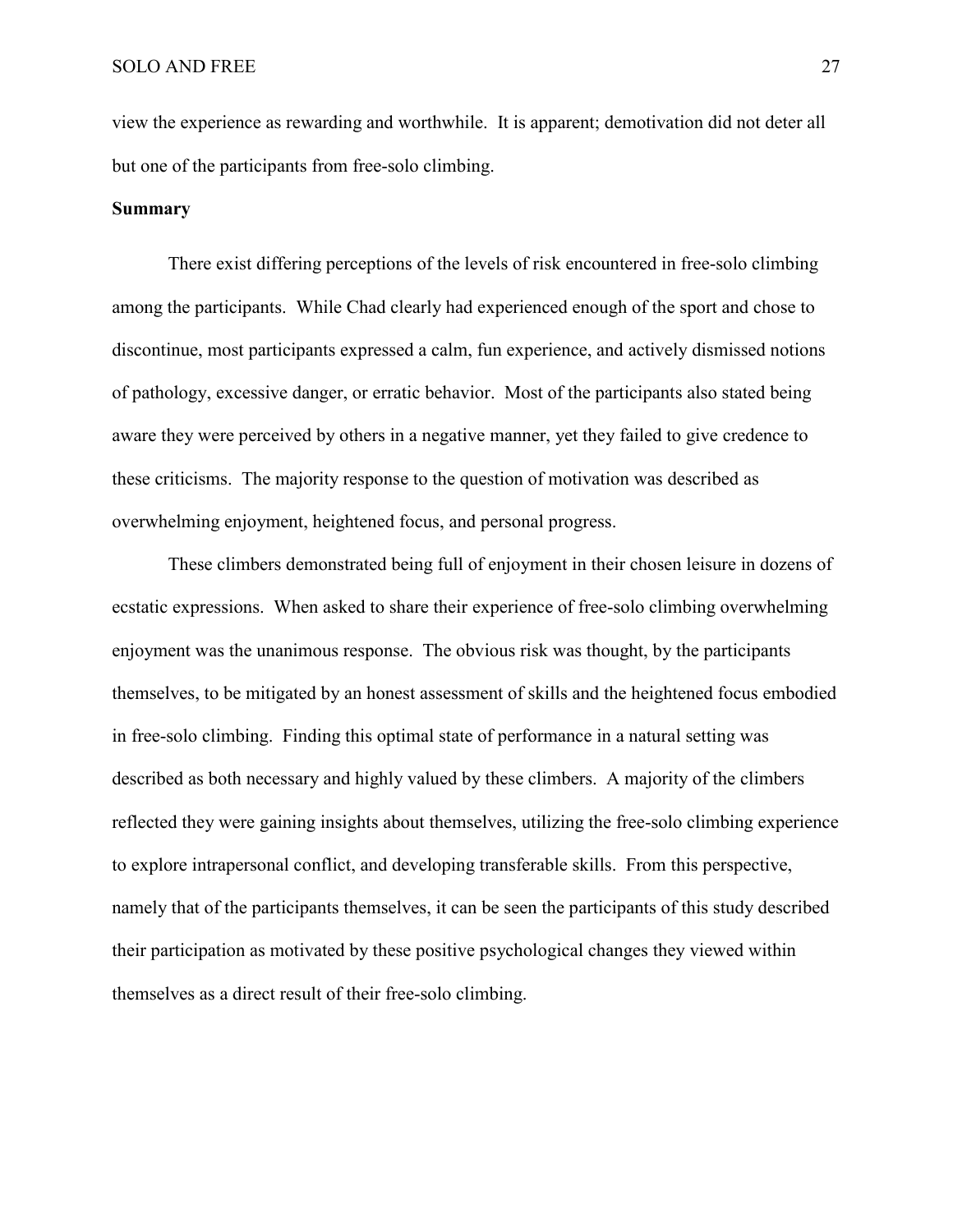view the experience as rewarding and worthwhile. It is apparent; demotivation did not deter all but one of the participants from free-solo climbing.

**Summary**

There exist differing perceptions of the levels of risk encountered in free-solo climbing among the participants. While Chad clearly had experienced enough of the sport and chose to discontinue, most participants expressed a calm, fun experience, and actively dismissed notions of pathology, excessive danger, or erratic behavior. Most of the participants also stated being aware they were perceived by others in a negative manner, yet they failed to give credence to these criticisms. The majority response to the question of motivation was described as overwhelming enjoyment, heightened focus, and personal progress.

These climbers demonstrated being full of enjoyment in their chosen leisure in dozens of ecstatic expressions. When asked to share their experience of free-solo climbing overwhelming enjoyment was the unanimous response. The obvious risk was thought, by the participants themselves, to be mitigated by an honest assessment of skills and the heightened focus embodied in free-solo climbing. Finding this optimal state of performance in a natural setting was described as both necessary and highly valued by these climbers. A majority of the climbers reflected they were gaining insights about themselves, utilizing the free-solo climbing experience to explore intrapersonal conflict, and developing transferable skills. From this perspective, namely that of the participants themselves, it can be seen the participants of this study described their participation as motivated by these positive psychological changes they viewed within themselves as a direct result of their free-solo climbing.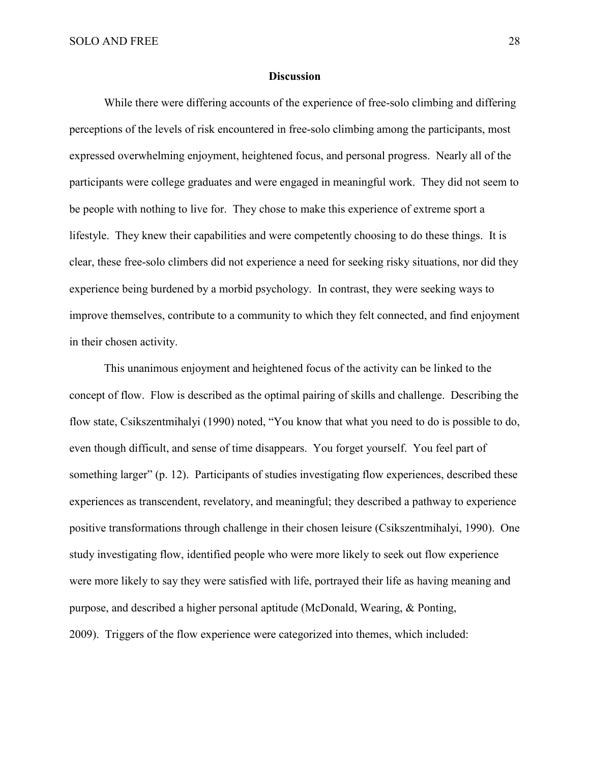## Discussion

While there were differing accounts of the experience of free-solo climbing and differing perceptions of the levels of risk encountered in free-solo climbing among the participants, most expressed overwhelming enjoyment, heightened focus, and personal progress. Nearly all of the participants were college graduates and were engaged in meaningful work. They did not seem to be people with nothing to live for. They chose to make this experience of extreme sport a lifestyle. They knew their capabilities and were competently choosing to do these things. It is clear, these free-solo climbers did not experience a need for seeking risky situations, nor did they experience being burdened by a morbid psychology. In contrast, they were seeking ways to improve themselves, contribute to a community to which they felt connected, and find enjoyment in their chosen activity.

This unanimous enjoyment and heightened focus of the activity can be linked to the concept of flow. Flow is described as the optimal pairing of skills and challenge. Describing the flow state, Csikszentmihalyi (1990) noted, "You know that what you need to do is possible to do, even though difficult, and sense of time disappears. You forget yourself. You feel part of something larger" (p. 12). Participants of studies investigating flow experiences, described these experiences as transcendent, revelatory, and meaningful; they described a pathway to experience positive transformations through challenge in their chosen leisure (Csikszentmihalyi, 1990). One study investigating flow, identified people who were more likely to seek out flow experience were more likely to say they were satisfied with life, portrayed their life as having meaning and purpose, and described a higher personal aptitude (McDonald, Wearing, & Ponting, 2009). Triggers of the flow experience were categorized into themes, which included: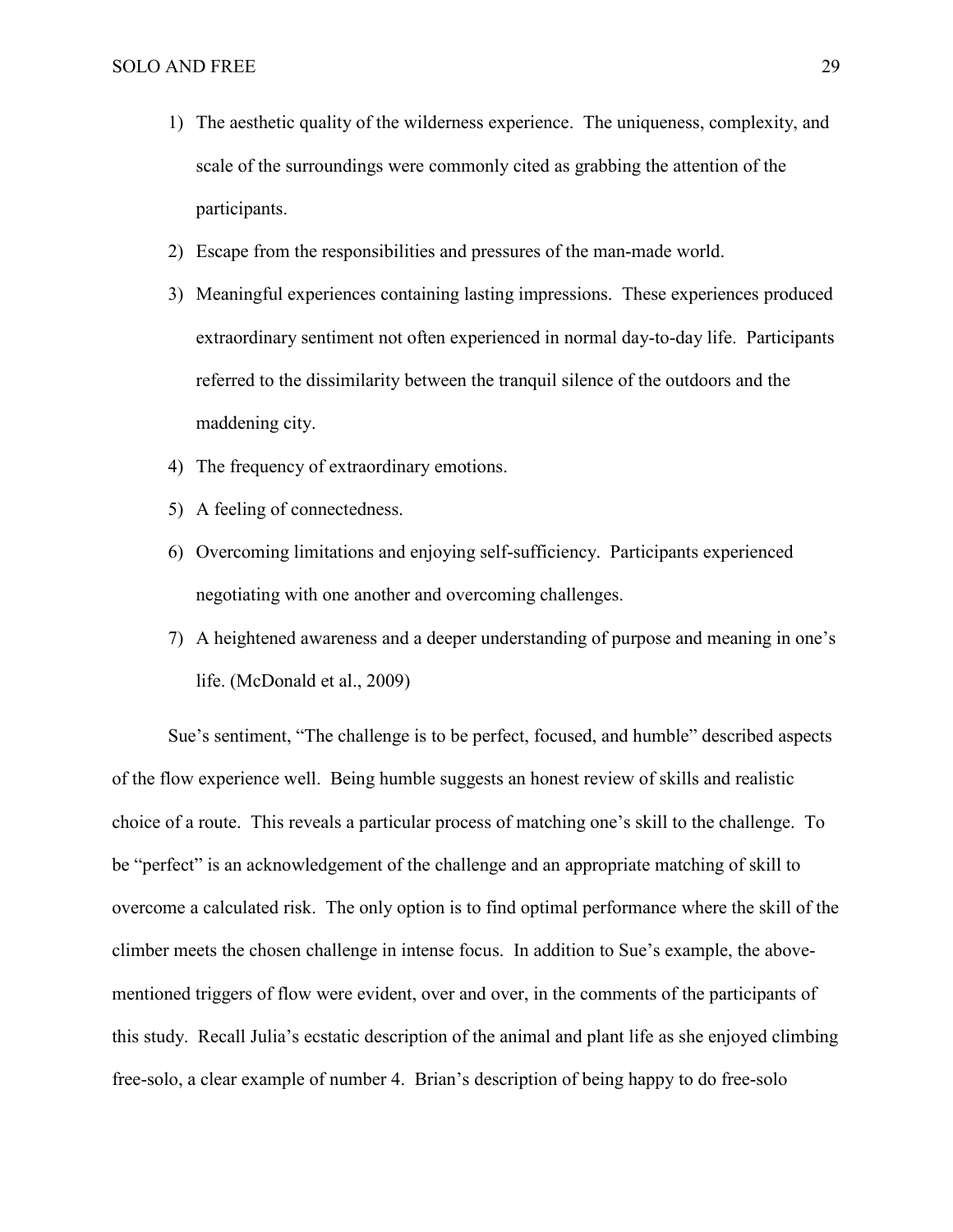1) The aesthetic quality of the wilderness experience. The uniqueness, complexity, and scale of the surroundings were commonly cited as grabbing the attention of the participants.
2) Escape from the responsibilities and pressures of the man-made world.
3) Meaningful experiences containing lasting impressions. These experiences produced extraordinary sentiment not often experienced in normal day-to-day life. Participants referred to the dissimilarity between the tranquil silence of the outdoors and the maddening city.
4) The frequency of extraordinary emotions.
5) A feeling of connectedness.
6) Overcoming limitations and enjoying self-sufficiency. Participants experienced negotiating with one another and overcoming challenges.
7) A heightened awareness and a deeper understanding of purpose and meaning in one's life. (McDonald et al., 2009)

Sue's sentiment, "The challenge is to be perfect, focused, and humble" described aspects of the flow experience well. Being humble suggests an honest review of skills and realistic choice of a route. This reveals a particular process of matching one's skill to the challenge. To be "perfect" is an acknowledgement of the challenge and an appropriate matching of skill to overcome a calculated risk. The only option is to find optimal performance where the skill of the climber meets the chosen challenge in intense focus. In addition to Sue's example, the above-mentioned triggers of flow were evident, over and over, in the comments of the participants of this study. Recall Julia's ecstatic description of the animal and plant life as she enjoyed climbing free-solo, a clear example of number 4. Brian's description of being happy to do free-solo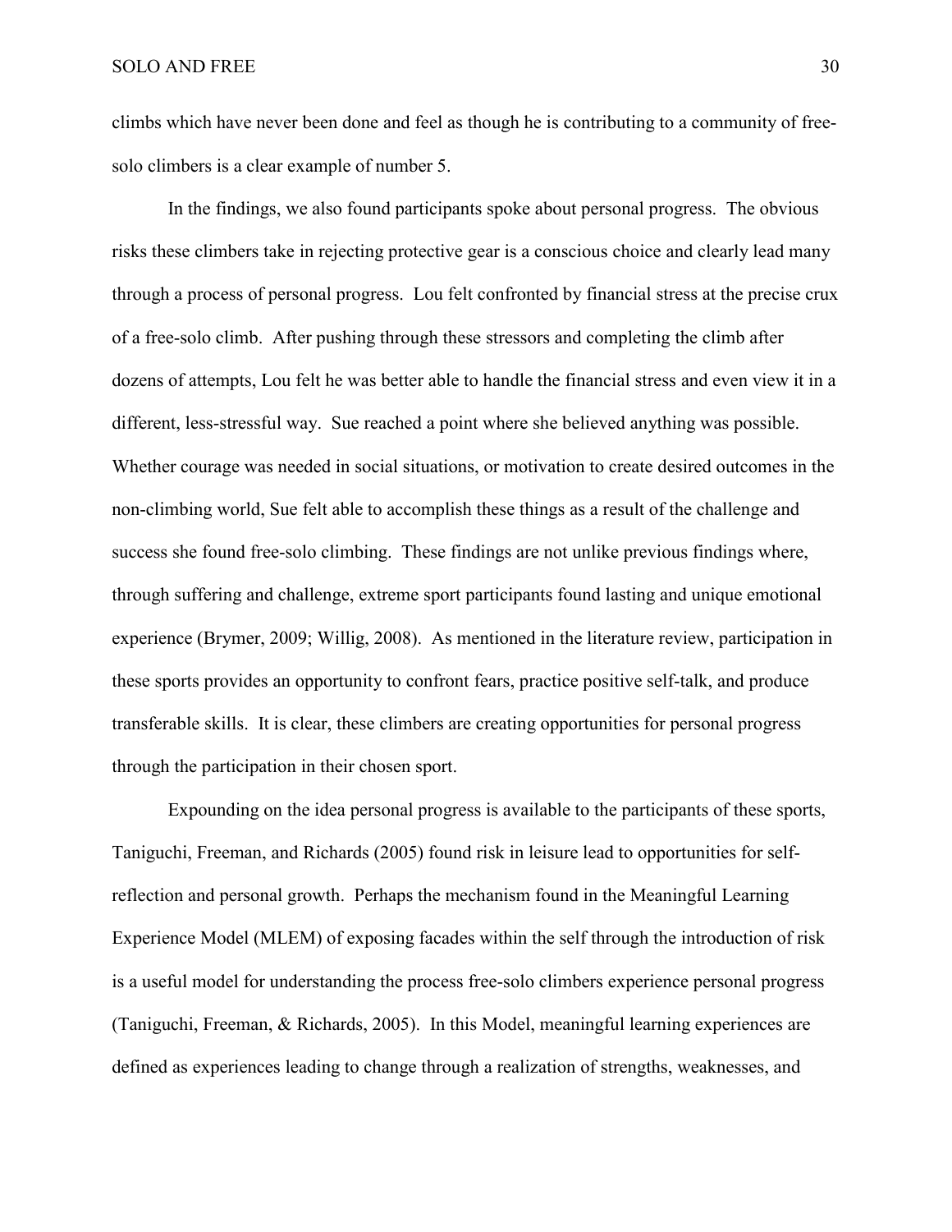climbs which have never been done and feel as though he is contributing to a community of free-solo climbers is a clear example of number 5.

In the findings, we also found participants spoke about personal progress. The obvious risks these climbers take in rejecting protective gear is a conscious choice and clearly lead many through a process of personal progress. Lou felt confronted by financial stress at the precise crux of a free-solo climb. After pushing through these stressors and completing the climb after dozens of attempts, Lou felt he was better able to handle the financial stress and even view it in a different, less-stressful way. Sue reached a point where she believed anything was possible. Whether courage was needed in social situations, or motivation to create desired outcomes in the non-climbing world, Sue felt able to accomplish these things as a result of the challenge and success she found free-solo climbing. These findings are not unlike previous findings where, through suffering and challenge, extreme sport participants found lasting and unique emotional experience (Brymer, 2009; Willig, 2008). As mentioned in the literature review, participation in these sports provides an opportunity to confront fears, practice positive self-talk, and produce transferable skills. It is clear, these climbers are creating opportunities for personal progress through the participation in their chosen sport.

Expounding on the idea personal progress is available to the participants of these sports, Taniguchi, Freeman, and Richards (2005) found risk in leisure lead to opportunities for self-reflection and personal growth. Perhaps the mechanism found in the Meaningful Learning Experience Model (MLEM) of exposing facades within the self through the introduction of risk is a useful model for understanding the process free-solo climbers experience personal progress (Taniguchi, Freeman, & Richards, 2005). In this Model, meaningful learning experiences are defined as experiences leading to change through a realization of strengths, weaknesses, and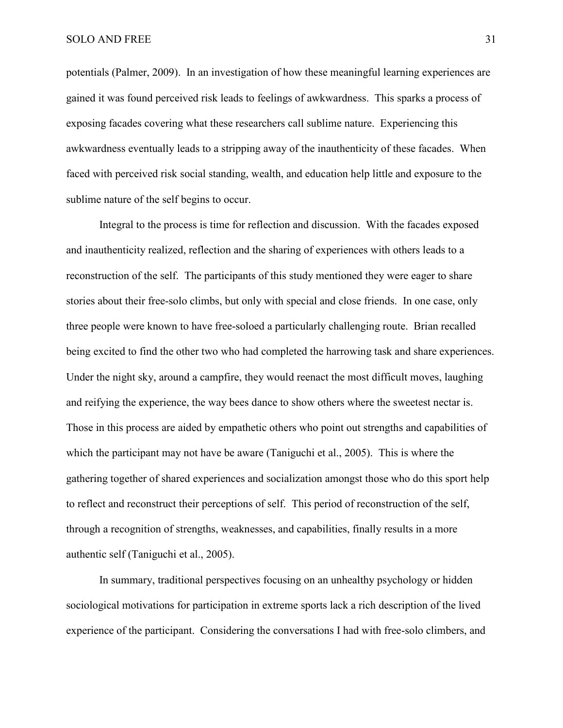potentials (Palmer, 2009). In an investigation of how these meaningful learning experiences are gained it was found perceived risk leads to feelings of awkwardness. This sparks a process of exposing facades covering what these researchers call sublime nature. Experiencing this awkwardness eventually leads to a stripping away of the inauthenticity of these facades. When faced with perceived risk social standing, wealth, and education help little and exposure to the sublime nature of the self begins to occur.

Integral to the process is time for reflection and discussion. With the facades exposed and inauthenticity realized, reflection and the sharing of experiences with others leads to a reconstruction of the self. The participants of this study mentioned they were eager to share stories about their free-solo climbs, but only with special and close friends. In one case, only three people were known to have free-soloed a particularly challenging route. Brian recalled being excited to find the other two who had completed the harrowing task and share experiences. Under the night sky, around a campfire, they would reenact the most difficult moves, laughing and reifying the experience, the way bees dance to show others where the sweetest nectar is. Those in this process are aided by empathetic others who point out strengths and capabilities of which the participant may not have be aware (Taniguchi et al., 2005). This is where the gathering together of shared experiences and socialization amongst those who do this sport help to reflect and reconstruct their perceptions of self. This period of reconstruction of the self, through a recognition of strengths, weaknesses, and capabilities, finally results in a more authentic self (Taniguchi et al., 2005).

In summary, traditional perspectives focusing on an unhealthy psychology or hidden sociological motivations for participation in extreme sports lack a rich description of the lived experience of the participant. Considering the conversations I had with free-solo climbers, and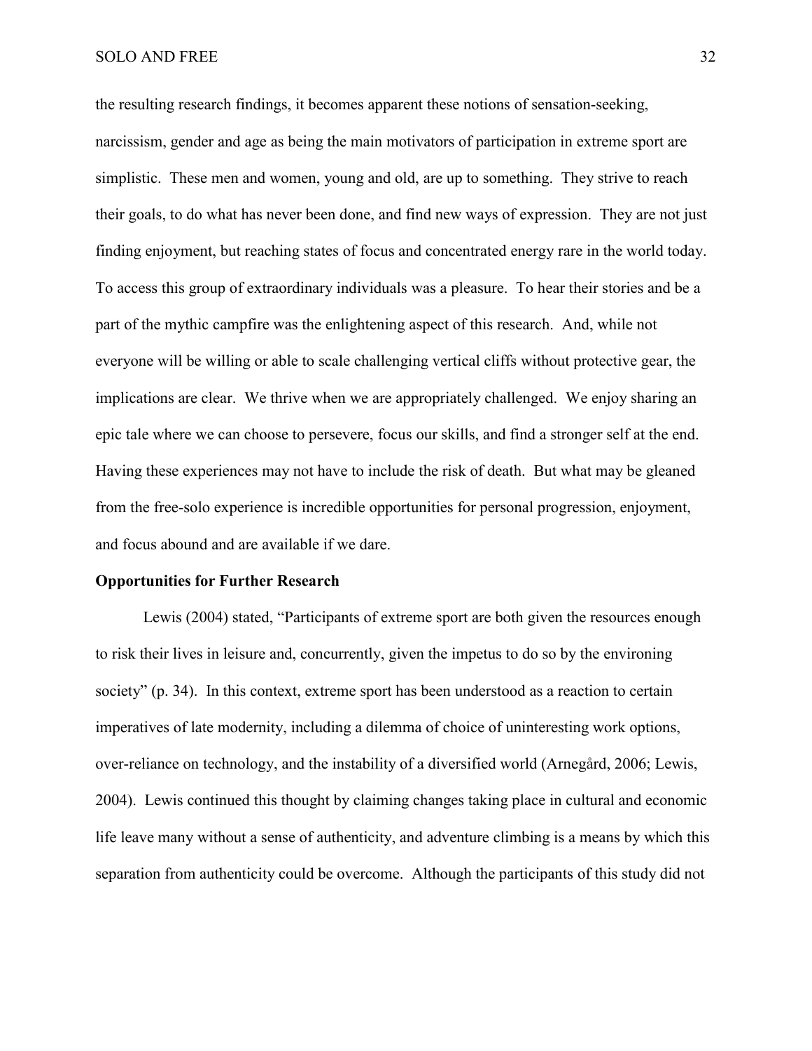the resulting research findings, it becomes apparent these notions of sensation-seeking, narcissism, gender and age as being the main motivators of participation in extreme sport are simplistic. These men and women, young and old, are up to something. They strive to reach their goals, to do what has never been done, and find new ways of expression. They are not just finding enjoyment, but reaching states of focus and concentrated energy rare in the world today. To access this group of extraordinary individuals was a pleasure. To hear their stories and be a part of the mythic campfire was the enlightening aspect of this research. And, while not everyone will be willing or able to scale challenging vertical cliffs without protective gear, the implications are clear. We thrive when we are appropriately challenged. We enjoy sharing an epic tale where we can choose to persevere, focus our skills, and find a stronger self at the end. Having these experiences may not have to include the risk of death. But what may be gleaned from the free-solo experience is incredible opportunities for personal progression, enjoyment, and focus abound and are available if we dare.

**Opportunities for Further Research**

Lewis (2004) stated, "Participants of extreme sport are both given the resources enough to risk their lives in leisure and, concurrently, given the impetus to do so by the environing society" (p. 34). In this context, extreme sport has been understood as a reaction to certain imperatives of late modernity, including a dilemma of choice of uninteresting work options, over-reliance on technology, and the instability of a diversified world (Arnegård, 2006; Lewis, 2004). Lewis continued this thought by claiming changes taking place in cultural and economic life leave many without a sense of authenticity, and adventure climbing is a means by which this separation from authenticity could be overcome. Although the participants of this study did not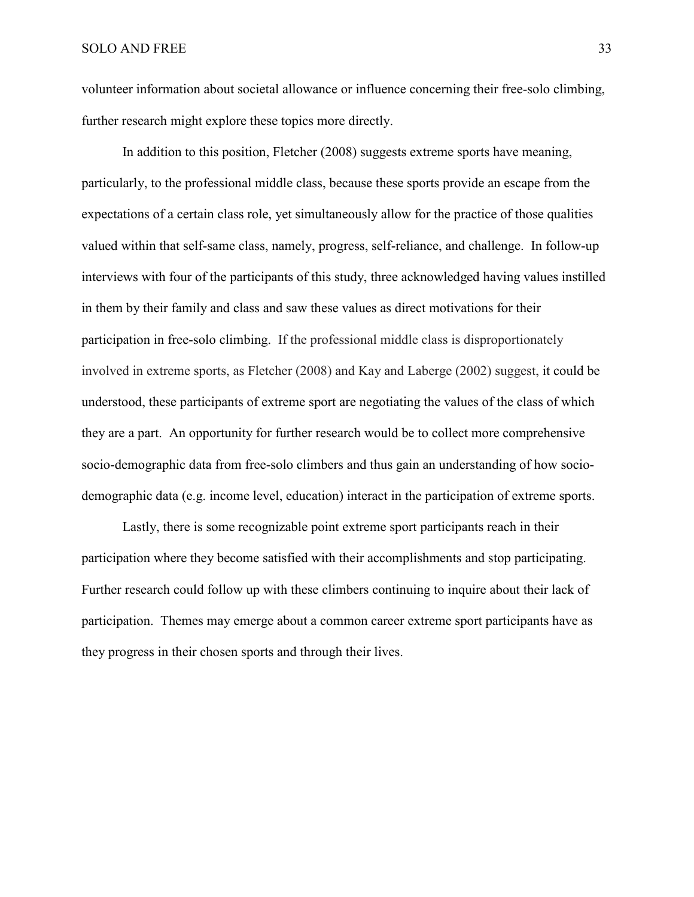volunteer information about societal allowance or influence concerning their free-solo climbing, further research might explore these topics more directly.

In addition to this position, Fletcher (2008) suggests extreme sports have meaning, particularly, to the professional middle class, because these sports provide an escape from the expectations of a certain class role, yet simultaneously allow for the practice of those qualities valued within that self-same class, namely, progress, self-reliance, and challenge. In follow-up interviews with four of the participants of this study, three acknowledged having values instilled in them by their family and class and saw these values as direct motivations for their participation in free-solo climbing. If the professional middle class is disproportionately involved in extreme sports, as Fletcher (2008) and Kay and Laberge (2002) suggest, it could be understood, these participants of extreme sport are negotiating the values of the class of which they are a part. An opportunity for further research would be to collect more comprehensive socio-demographic data from free-solo climbers and thus gain an understanding of how socio-demographic data (e.g. income level, education) interact in the participation of extreme sports.

Lastly, there is some recognizable point extreme sport participants reach in their participation where they become satisfied with their accomplishments and stop participating. Further research could follow up with these climbers continuing to inquire about their lack of participation. Themes may emerge about a common career extreme sport participants have as they progress in their chosen sports and through their lives.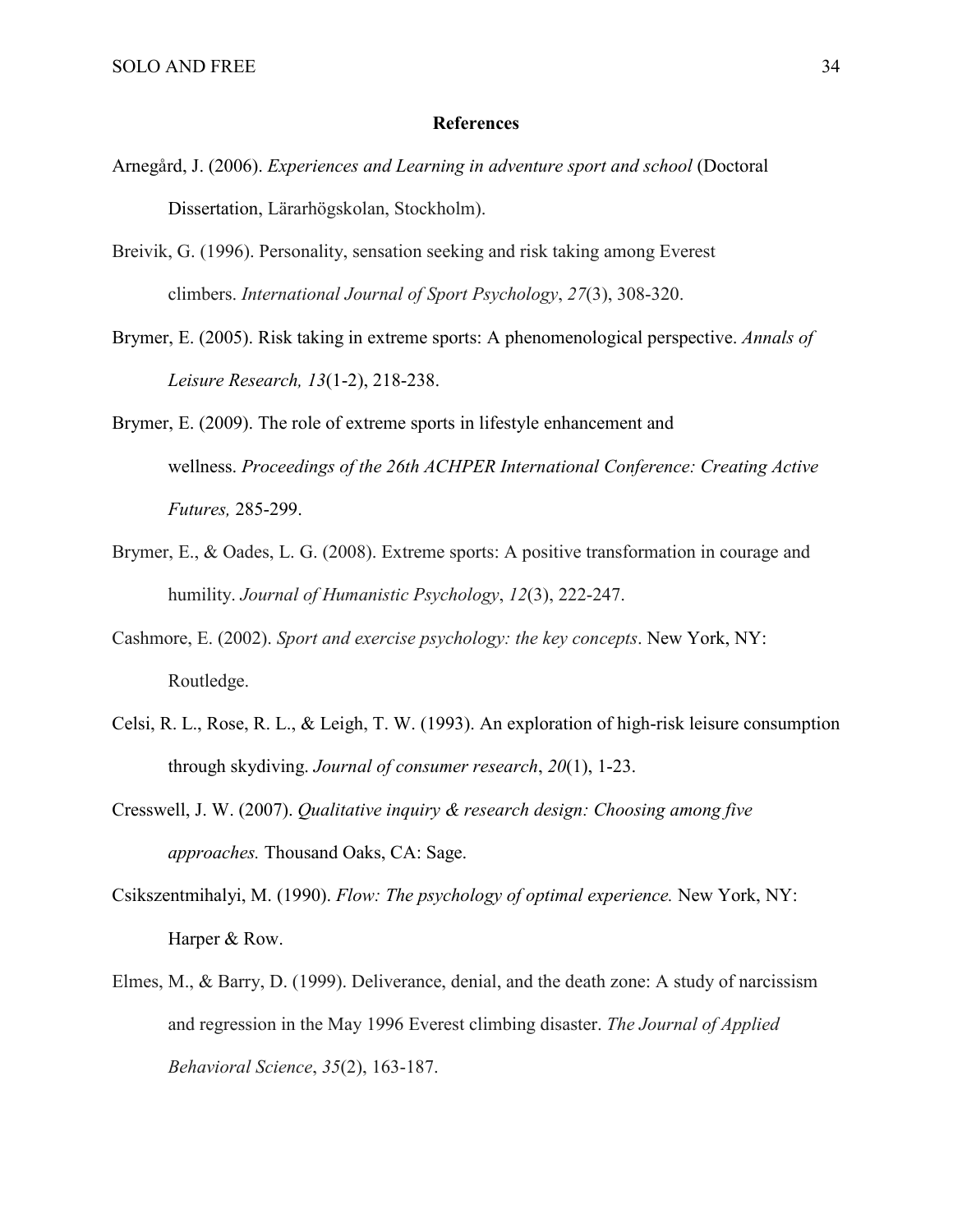# References

Arnegård, J. (2006). *Experiences and Learning in adventure sport and school* (Doctoral Dissertation, Lärarhögskolan, Stockholm).

Breivik, G. (1996). Personality, sensation seeking and risk taking among Everest climbers. *International Journal of Sport Psychology*, *27*(3), 308-320.

Brymer, E. (2005). Risk taking in extreme sports: A phenomenological perspective. *Annals of Leisure Research, 13*(1-2), 218-238.

Brymer, E. (2009). The role of extreme sports in lifestyle enhancement and wellness. *Proceedings of the 26th ACHPER International Conference: Creating Active Futures,* 285-299.

Brymer, E., & Oades, L. G. (2008). Extreme sports: A positive transformation in courage and humility. *Journal of Humanistic Psychology*, *12*(3), 222-247.

Cashmore, E. (2002). *Sport and exercise psychology: the key concepts*. New York, NY: Routledge.

Celsi, R. L., Rose, R. L., & Leigh, T. W. (1993). An exploration of high-risk leisure consumption through skydiving. *Journal of consumer research*, *20*(1), 1-23.

Cresswell, J. W. (2007). *Qualitative inquiry & research design: Choosing among five approaches.* Thousand Oaks, CA: Sage.

Csikszentmihalyi, M. (1990). *Flow: The psychology of optimal experience.* New York, NY: Harper & Row.

Elmes, M., & Barry, D. (1999). Deliverance, denial, and the death zone: A study of narcissism and regression in the May 1996 Everest climbing disaster. *The Journal of Applied Behavioral Science*, *35*(2), 163-187.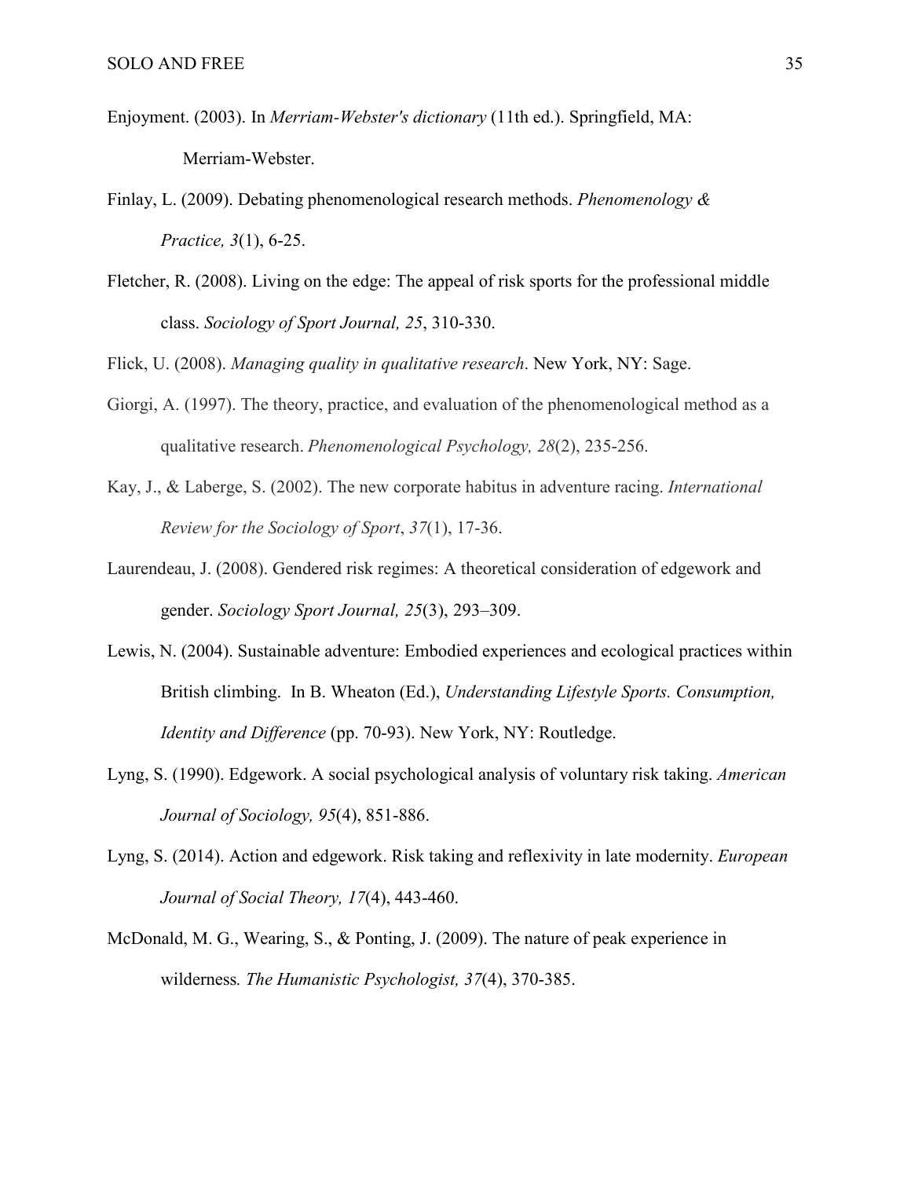Enjoyment. (2003). In *Merriam-Webster's dictionary* (11th ed.). Springfield, MA: Merriam-Webster.

Finlay, L. (2009). Debating phenomenological research methods. *Phenomenology & Practice, 3*(1), 6-25.

Fletcher, R. (2008). Living on the edge: The appeal of risk sports for the professional middle class. *Sociology of Sport Journal, 25*, 310-330.

Flick, U. (2008). *Managing quality in qualitative research*. New York, NY: Sage.

Giorgi, A. (1997). The theory, practice, and evaluation of the phenomenological method as a qualitative research. *Phenomenological Psychology, 28*(2), 235-256.

Kay, J., & Laberge, S. (2002). The new corporate habitus in adventure racing. *International Review for the Sociology of Sport*, *37*(1), 17-36.

Laurendeau, J. (2008). Gendered risk regimes: A theoretical consideration of edgework and gender. *Sociology Sport Journal, 25*(3), 293–309.

Lewis, N. (2004). Sustainable adventure: Embodied experiences and ecological practices within British climbing. In B. Wheaton (Ed.), *Understanding Lifestyle Sports. Consumption, Identity and Difference* (pp. 70-93). New York, NY: Routledge.

Lyng, S. (1990). Edgework. A social psychological analysis of voluntary risk taking. *American Journal of Sociology, 95*(4), 851-886.

Lyng, S. (2014). Action and edgework. Risk taking and reflexivity in late modernity. *European Journal of Social Theory, 17*(4), 443-460.

McDonald, M. G., Wearing, S., & Ponting, J. (2009). The nature of peak experience in wilderness*. The Humanistic Psychologist, 37*(4), 370-385.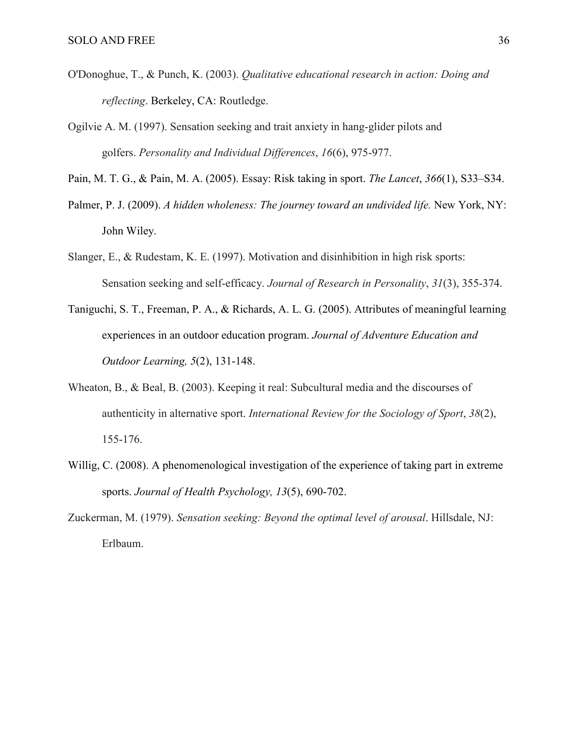O'Donoghue, T., & Punch, K. (2003). *Qualitative educational research in action: Doing and reflecting*. Berkeley, CA: Routledge.

Ogilvie A. M. (1997). Sensation seeking and trait anxiety in hang-glider pilots and golfers. *Personality and Individual Differences*, *16*(6), 975-977.

Pain, M. T. G., & Pain, M. A. (2005). Essay: Risk taking in sport. *The Lancet*, *366*(1), S33–S34.

Palmer, P. J. (2009). *A hidden wholeness: The journey toward an undivided life.* New York, NY: John Wiley.

Slanger, E., & Rudestam, K. E. (1997). Motivation and disinhibition in high risk sports: Sensation seeking and self-efficacy. *Journal of Research in Personality*, *31*(3), 355-374.

Taniguchi, S. T., Freeman, P. A., & Richards, A. L. G. (2005). Attributes of meaningful learning experiences in an outdoor education program. *Journal of Adventure Education and Outdoor Learning, 5*(2), 131-148.

Wheaton, B., & Beal, B. (2003). Keeping it real: Subcultural media and the discourses of authenticity in alternative sport. *International Review for the Sociology of Sport*, *38*(2), 155-176.

Willig, C. (2008). A phenomenological investigation of the experience of taking part in extreme sports. *Journal of Health Psychology, 13*(5), 690-702.

Zuckerman, M. (1979). *Sensation seeking: Beyond the optimal level of arousal*. Hillsdale, NJ: Erlbaum.